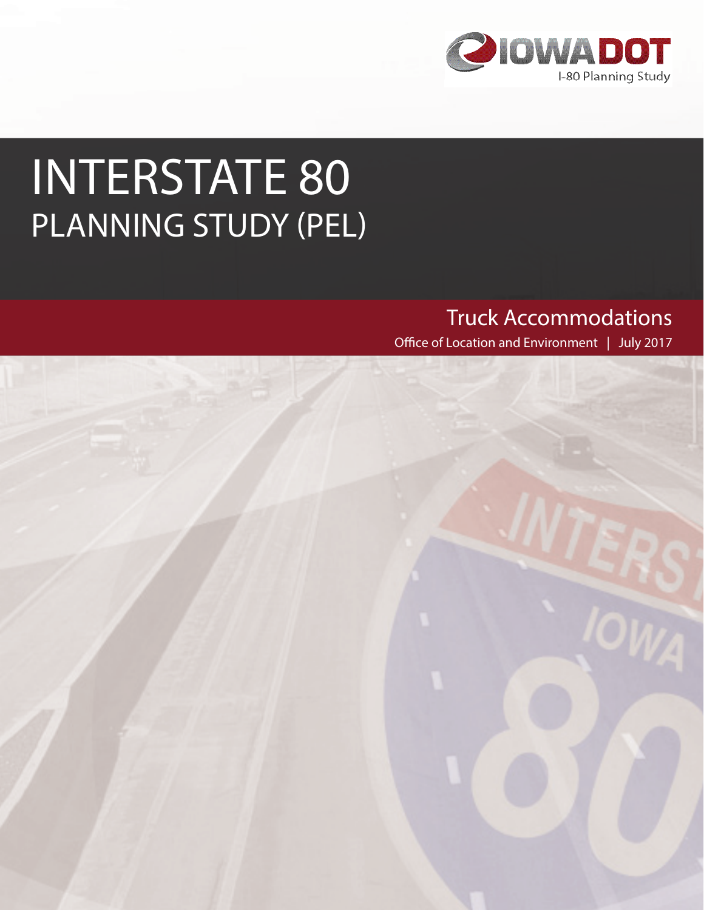IOWADOT
I-80 Planning Study

# INTERSTATE 80
## PLANNING STUDY (PEL)

### Truck Accommodations

Office of Location and Environment | July 2017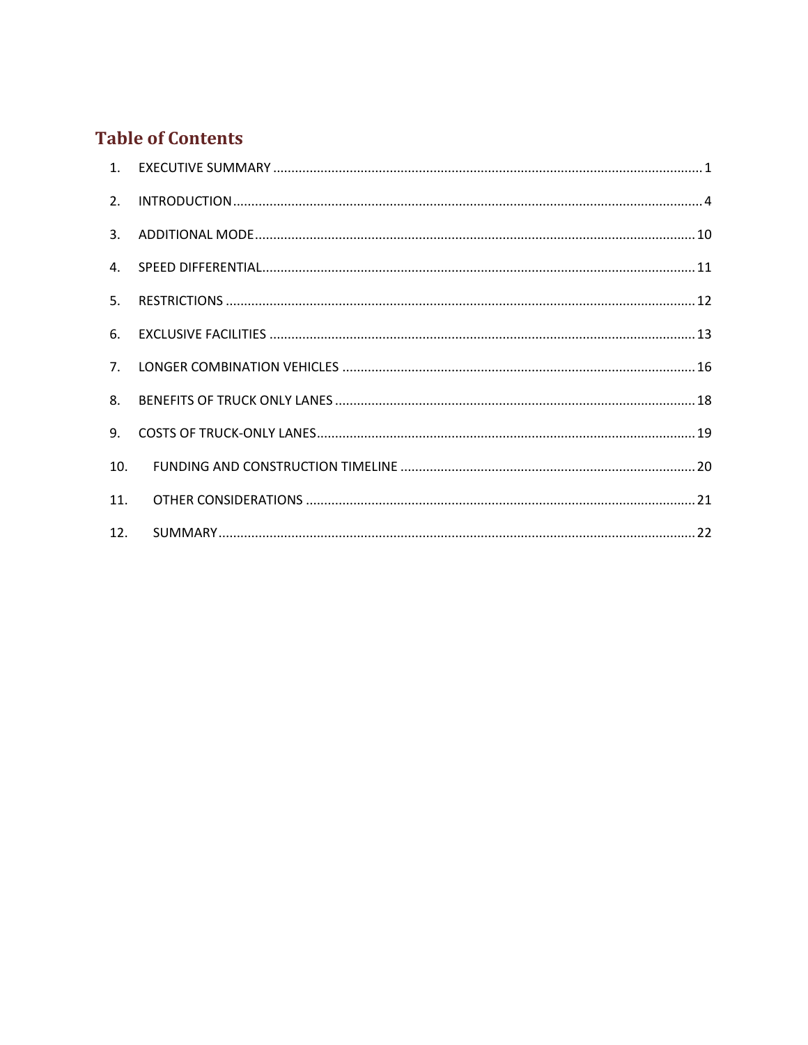# Table of Contents

1. EXECUTIVE SUMMARY ..... 1
2. INTRODUCTION ..... 4
3. ADDITIONAL MODE ..... 10
4. SPEED DIFFERENTIAL ..... 11
5. RESTRICTIONS ..... 12
6. EXCLUSIVE FACILITIES ..... 13
7. LONGER COMBINATION VEHICLES ..... 16
8. BENEFITS OF TRUCK ONLY LANES ..... 18
9. COSTS OF TRUCK-ONLY LANES ..... 19
10. FUNDING AND CONSTRUCTION TIMELINE ..... 20
11. OTHER CONSIDERATIONS ..... 21
12. SUMMARY ..... 22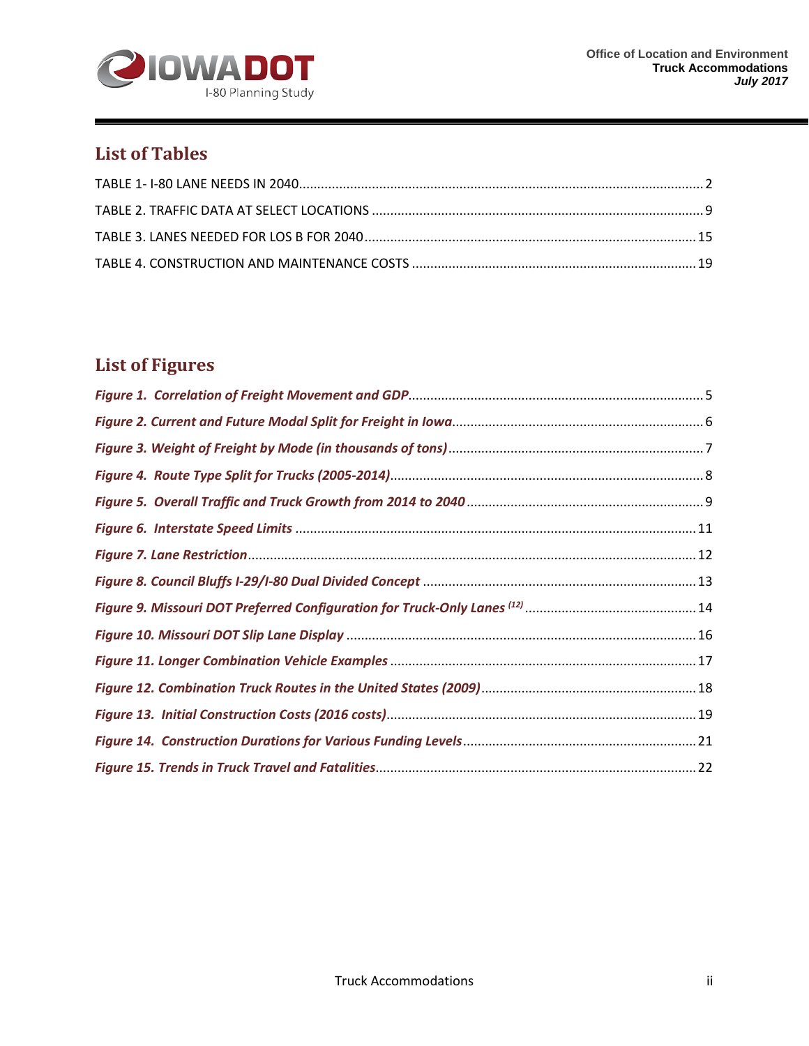## List of Tables

TABLE 1- I-80 LANE NEEDS IN 2040 .............................................................................................................. 2

TABLE 2. TRAFFIC DATA AT SELECT LOCATIONS ........................................................................................... 9

TABLE 3. LANES NEEDED FOR LOS B FOR 2040 ........................................................................................... 15

TABLE 4. CONSTRUCTION AND MAINTENANCE COSTS ............................................................................. 19

## List of Figures

*Figure 1. Correlation of Freight Movement and GDP* ................................................................................. 5

*Figure 2. Current and Future Modal Split for Freight in Iowa* ..................................................................... 6

*Figure 3. Weight of Freight by Mode (in thousands of tons)* ...................................................................... 7

*Figure 4. Route Type Split for Trucks (2005-2014)* ...................................................................................... 8

*Figure 5. Overall Traffic and Truck Growth from 2014 to 2040* ................................................................. 9

*Figure 6. Interstate Speed Limits* ............................................................................................................. 11

*Figure 7. Lane Restriction* .......................................................................................................................... 12

*Figure 8. Council Bluffs I-29/I-80 Dual Divided Concept* ........................................................................... 13

*Figure 9. Missouri DOT Preferred Configuration for Truck-Only Lanes [(12)]* ............................................... 14

*Figure 10. Missouri DOT Slip Lane Display* ............................................................................................... 16

*Figure 11. Longer Combination Vehicle Examples* .................................................................................... 17

*Figure 12. Combination Truck Routes in the United States (2009)* ........................................................... 18

*Figure 13. Initial Construction Costs (2016 costs)* .................................................................................... 19

*Figure 14. Construction Durations for Various Funding Levels* ................................................................ 21

*Figure 15. Trends in Truck Travel and Fatalities* ........................................................................................ 22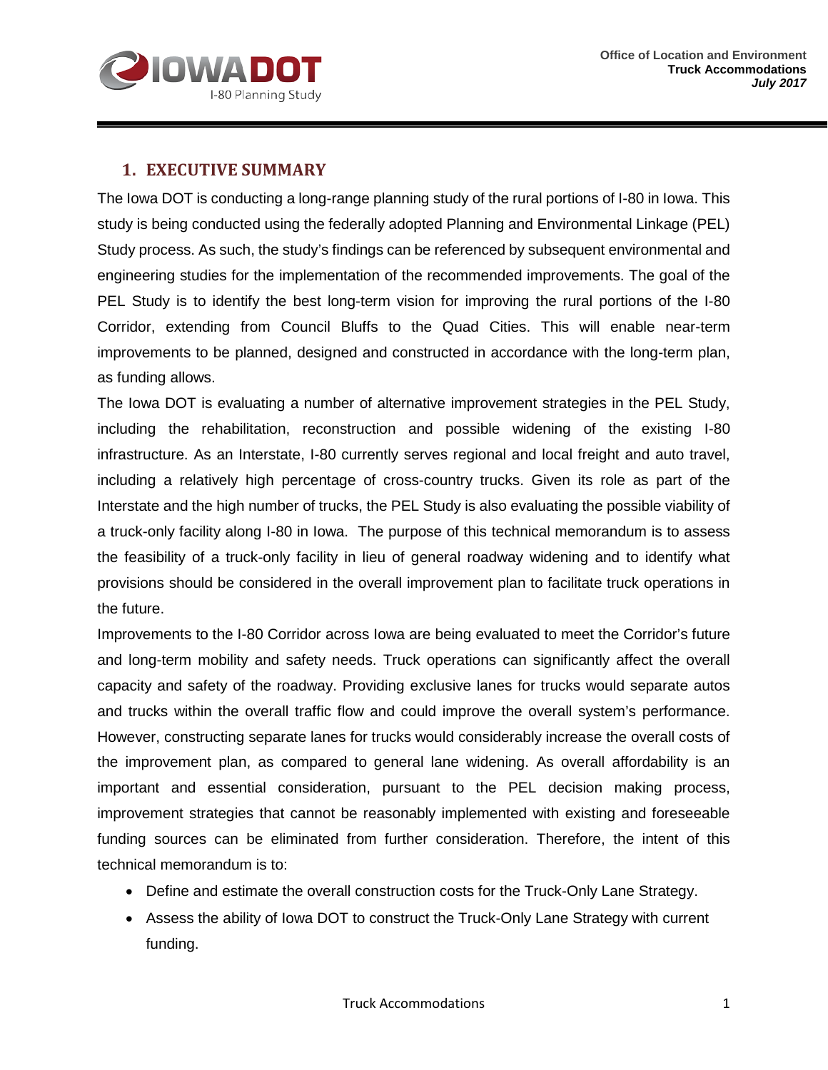## 1. EXECUTIVE SUMMARY

The Iowa DOT is conducting a long-range planning study of the rural portions of I-80 in Iowa. This study is being conducted using the federally adopted Planning and Environmental Linkage (PEL) Study process. As such, the study's findings can be referenced by subsequent environmental and engineering studies for the implementation of the recommended improvements. The goal of the PEL Study is to identify the best long-term vision for improving the rural portions of the I-80 Corridor, extending from Council Bluffs to the Quad Cities. This will enable near-term improvements to be planned, designed and constructed in accordance with the long-term plan, as funding allows.

The Iowa DOT is evaluating a number of alternative improvement strategies in the PEL Study, including the rehabilitation, reconstruction and possible widening of the existing I-80 infrastructure. As an Interstate, I-80 currently serves regional and local freight and auto travel, including a relatively high percentage of cross-country trucks. Given its role as part of the Interstate and the high number of trucks, the PEL Study is also evaluating the possible viability of a truck-only facility along I-80 in Iowa. The purpose of this technical memorandum is to assess the feasibility of a truck-only facility in lieu of general roadway widening and to identify what provisions should be considered in the overall improvement plan to facilitate truck operations in the future.

Improvements to the I-80 Corridor across Iowa are being evaluated to meet the Corridor's future and long-term mobility and safety needs. Truck operations can significantly affect the overall capacity and safety of the roadway. Providing exclusive lanes for trucks would separate autos and trucks within the overall traffic flow and could improve the overall system's performance. However, constructing separate lanes for trucks would considerably increase the overall costs of the improvement plan, as compared to general lane widening. As overall affordability is an important and essential consideration, pursuant to the PEL decision making process, improvement strategies that cannot be reasonably implemented with existing and foreseeable funding sources can be eliminated from further consideration. Therefore, the intent of this technical memorandum is to:

- Define and estimate the overall construction costs for the Truck-Only Lane Strategy.
- Assess the ability of Iowa DOT to construct the Truck-Only Lane Strategy with current funding.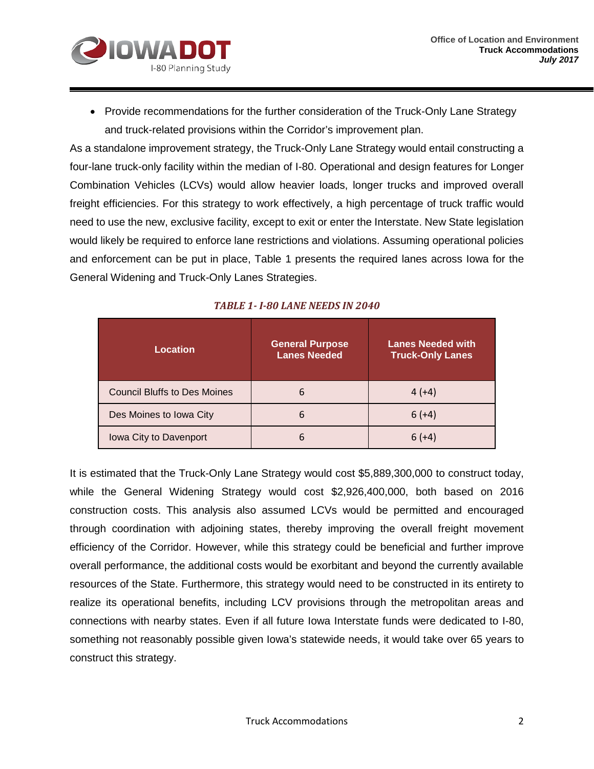- Provide recommendations for the further consideration of the Truck-Only Lane Strategy and truck-related provisions within the Corridor's improvement plan.

As a standalone improvement strategy, the Truck-Only Lane Strategy would entail constructing a four-lane truck-only facility within the median of I-80. Operational and design features for Longer Combination Vehicles (LCVs) would allow heavier loads, longer trucks and improved overall freight efficiencies. For this strategy to work effectively, a high percentage of truck traffic would need to use the new, exclusive facility, except to exit or enter the Interstate. New State legislation would likely be required to enforce lane restrictions and violations. Assuming operational policies and enforcement can be put in place, Table 1 presents the required lanes across Iowa for the General Widening and Truck-Only Lanes Strategies.

***TABLE 1- I-80 LANE NEEDS IN 2040***

| Location | General Purpose Lanes Needed | Lanes Needed with Truck-Only Lanes |
|---|---|---|
| Council Bluffs to Des Moines | 6 | 4 (+4) |
| Des Moines to Iowa City | 6 | 6 (+4) |
| Iowa City to Davenport | 6 | 6 (+4) |

It is estimated that the Truck-Only Lane Strategy would cost $5,889,300,000 to construct today, while the General Widening Strategy would cost $2,926,400,000, both based on 2016 construction costs. This analysis also assumed LCVs would be permitted and encouraged through coordination with adjoining states, thereby improving the overall freight movement efficiency of the Corridor. However, while this strategy could be beneficial and further improve overall performance, the additional costs would be exorbitant and beyond the currently available resources of the State. Furthermore, this strategy would need to be constructed in its entirety to realize its operational benefits, including LCV provisions through the metropolitan areas and connections with nearby states. Even if all future Iowa Interstate funds were dedicated to I-80, something not reasonably possible given Iowa's statewide needs, it would take over 65 years to construct this strategy.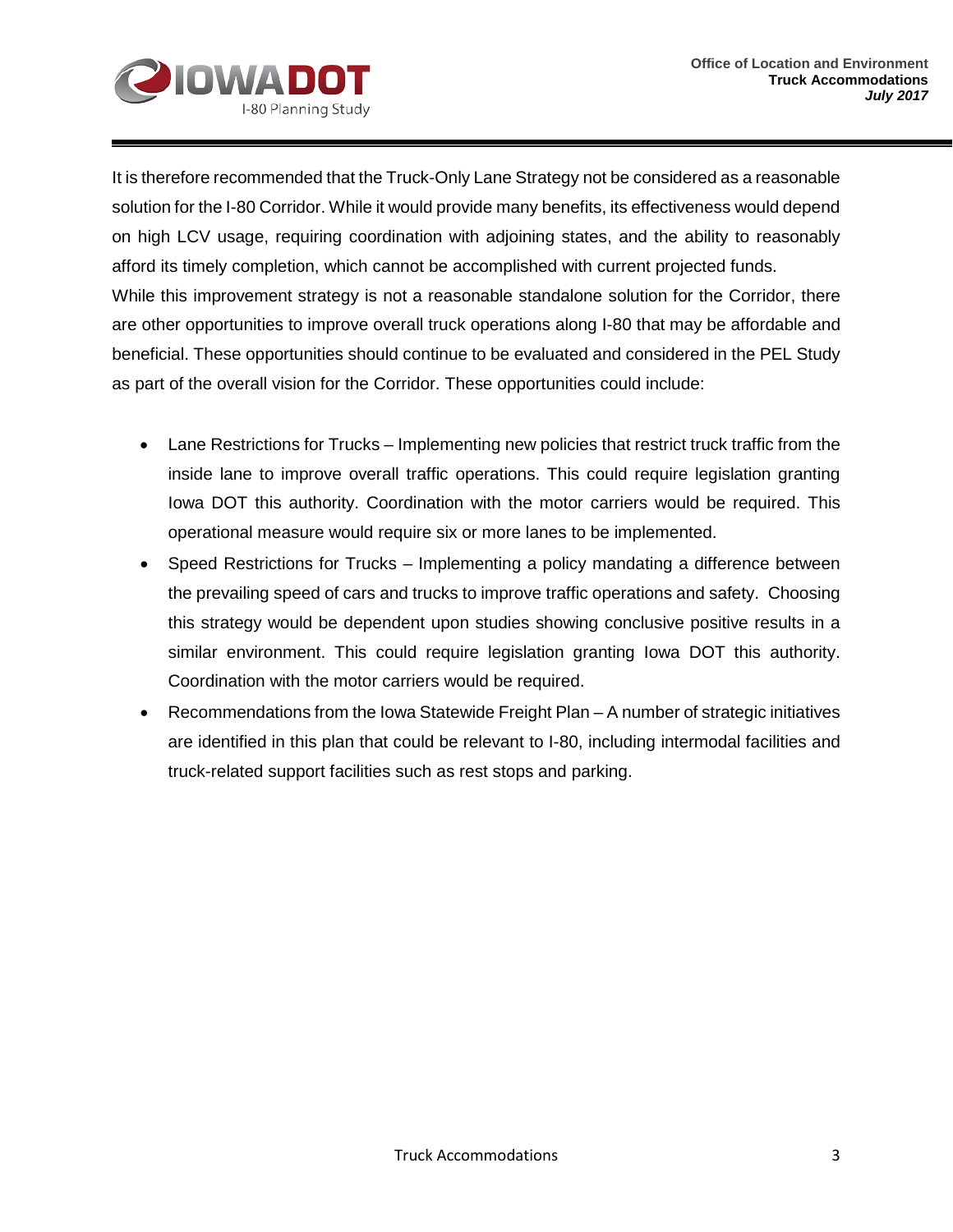It is therefore recommended that the Truck-Only Lane Strategy not be considered as a reasonable solution for the I-80 Corridor. While it would provide many benefits, its effectiveness would depend on high LCV usage, requiring coordination with adjoining states, and the ability to reasonably afford its timely completion, which cannot be accomplished with current projected funds.

While this improvement strategy is not a reasonable standalone solution for the Corridor, there are other opportunities to improve overall truck operations along I-80 that may be affordable and beneficial. These opportunities should continue to be evaluated and considered in the PEL Study as part of the overall vision for the Corridor. These opportunities could include:

- Lane Restrictions for Trucks – Implementing new policies that restrict truck traffic from the inside lane to improve overall traffic operations. This could require legislation granting Iowa DOT this authority. Coordination with the motor carriers would be required. This operational measure would require six or more lanes to be implemented.
- Speed Restrictions for Trucks – Implementing a policy mandating a difference between the prevailing speed of cars and trucks to improve traffic operations and safety. Choosing this strategy would be dependent upon studies showing conclusive positive results in a similar environment. This could require legislation granting Iowa DOT this authority. Coordination with the motor carriers would be required.
- Recommendations from the Iowa Statewide Freight Plan – A number of strategic initiatives are identified in this plan that could be relevant to I-80, including intermodal facilities and truck-related support facilities such as rest stops and parking.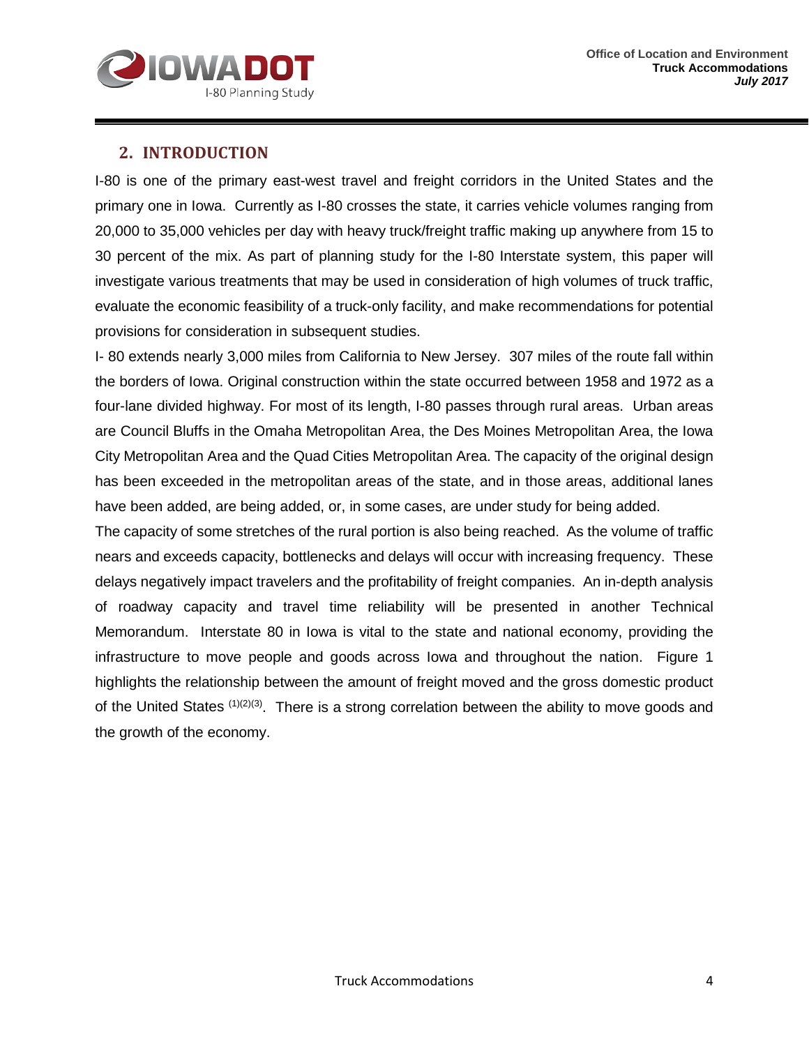## 2. INTRODUCTION

I-80 is one of the primary east-west travel and freight corridors in the United States and the primary one in Iowa. Currently as I-80 crosses the state, it carries vehicle volumes ranging from 20,000 to 35,000 vehicles per day with heavy truck/freight traffic making up anywhere from 15 to 30 percent of the mix. As part of planning study for the I-80 Interstate system, this paper will investigate various treatments that may be used in consideration of high volumes of truck traffic, evaluate the economic feasibility of a truck-only facility, and make recommendations for potential provisions for consideration in subsequent studies.

I- 80 extends nearly 3,000 miles from California to New Jersey. 307 miles of the route fall within the borders of Iowa. Original construction within the state occurred between 1958 and 1972 as a four-lane divided highway. For most of its length, I-80 passes through rural areas. Urban areas are Council Bluffs in the Omaha Metropolitan Area, the Des Moines Metropolitan Area, the Iowa City Metropolitan Area and the Quad Cities Metropolitan Area. The capacity of the original design has been exceeded in the metropolitan areas of the state, and in those areas, additional lanes have been added, are being added, or, in some cases, are under study for being added.

The capacity of some stretches of the rural portion is also being reached. As the volume of traffic nears and exceeds capacity, bottlenecks and delays will occur with increasing frequency. These delays negatively impact travelers and the profitability of freight companies. An in-depth analysis of roadway capacity and travel time reliability will be presented in another Technical Memorandum. Interstate 80 in Iowa is vital to the state and national economy, providing the infrastructure to move people and goods across Iowa and throughout the nation. Figure 1 highlights the relationship between the amount of freight moved and the gross domestic product of the United States [(1)(2)(3)]. There is a strong correlation between the ability to move goods and the growth of the economy.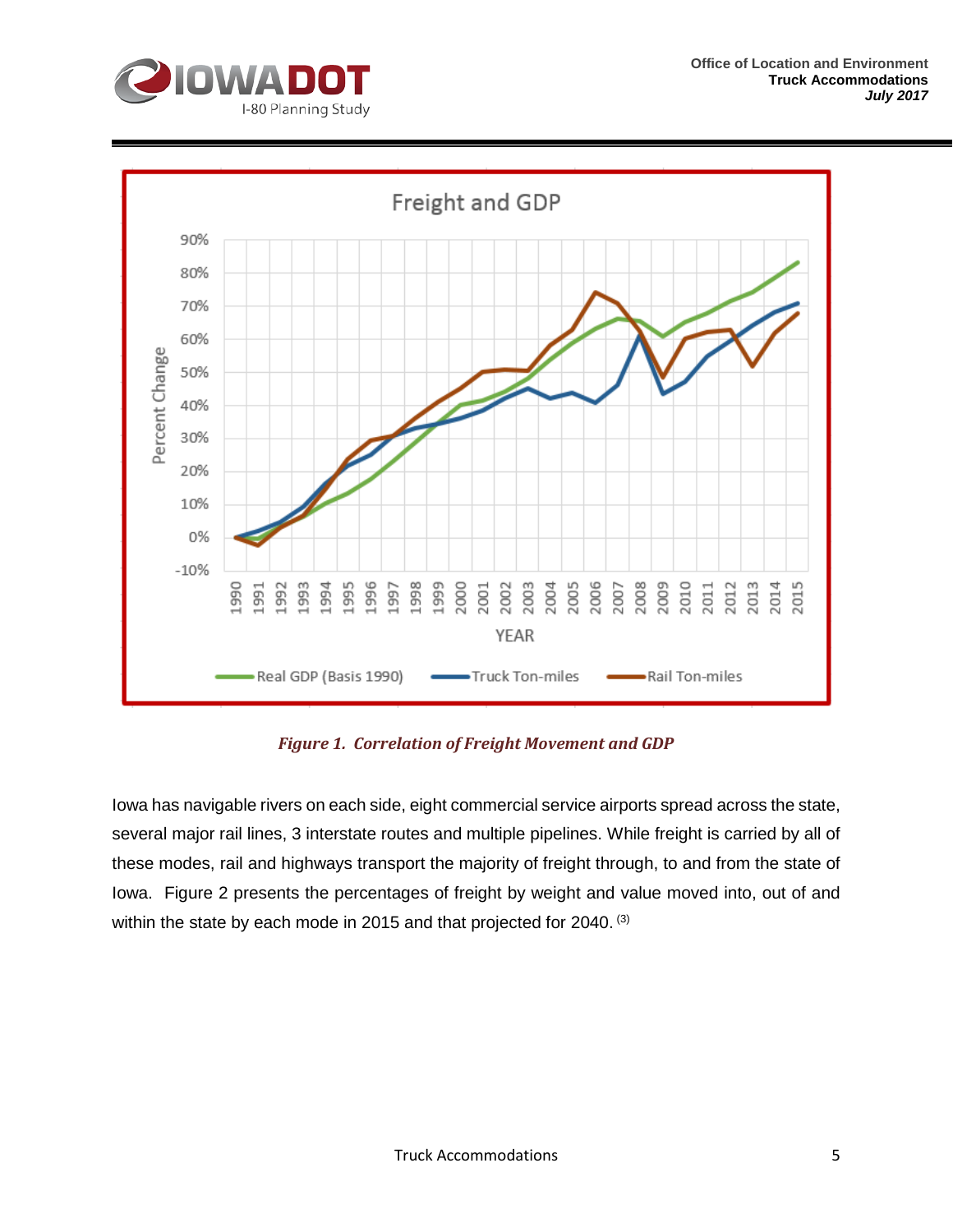*Figure 1. Correlation of Freight Movement and GDP*

Iowa has navigable rivers on each side, eight commercial service airports spread across the state, several major rail lines, 3 interstate routes and multiple pipelines. While freight is carried by all of these modes, rail and highways transport the majority of freight through, to and from the state of Iowa. Figure 2 presents the percentages of freight by weight and value moved into, out of and within the state by each mode in 2015 and that projected for 2040. [(3)]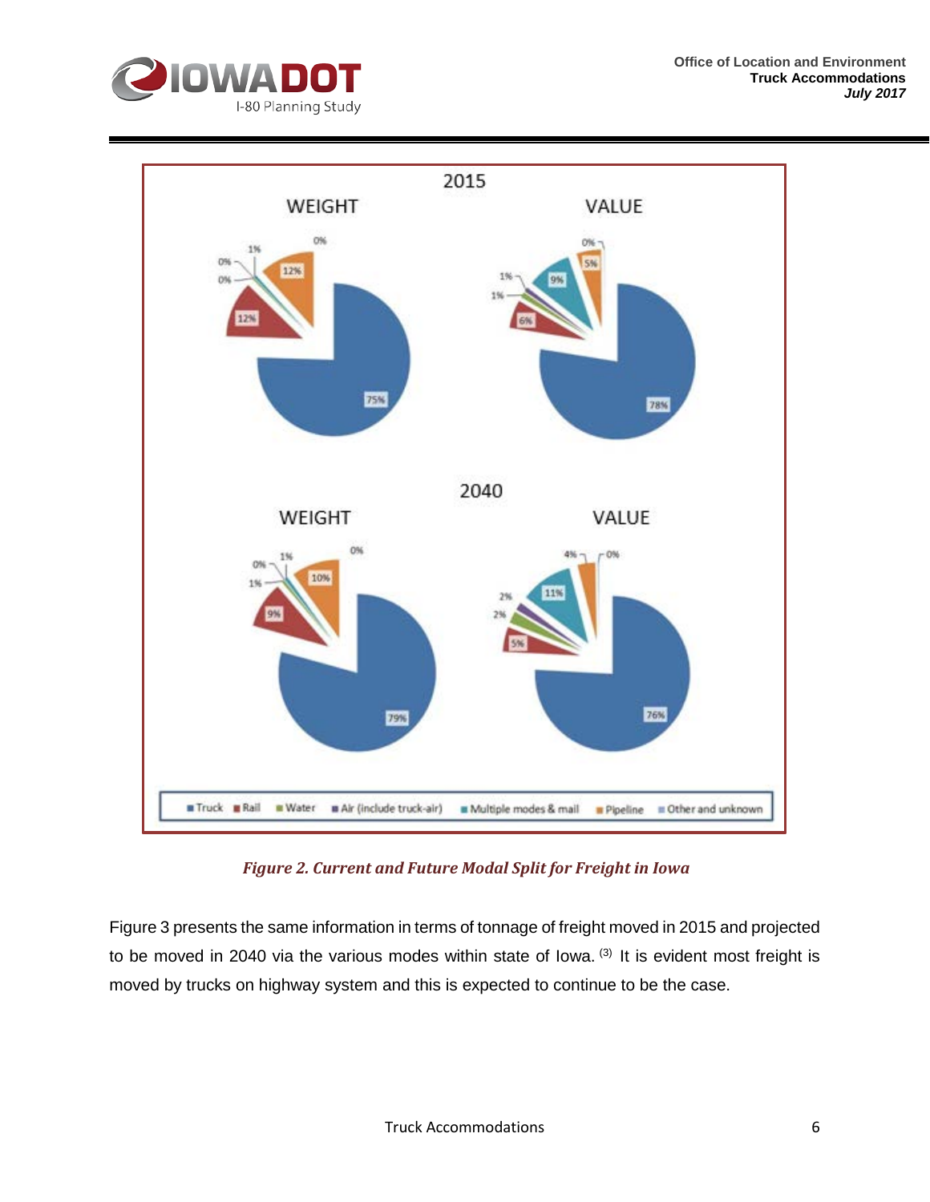2015

WEIGHT

0%
1%
0%
0%
12%
12%
75%

VALUE

0%
5%
9%
1%
1%
6%
78%

2040

WEIGHT

0%
1%
0%
1%
10%
9%
79%

VALUE

4%
0%
11%
2%
2%
5%
76%

Truck | Rail | Water | Air (include truck-air) | Multiple modes & mail | Pipeline | Other and unknown

*Figure 2. Current and Future Modal Split for Freight in Iowa*

Figure 3 presents the same information in terms of tonnage of freight moved in 2015 and projected to be moved in 2040 via the various modes within state of Iowa. [(3)] It is evident most freight is moved by trucks on highway system and this is expected to continue to be the case.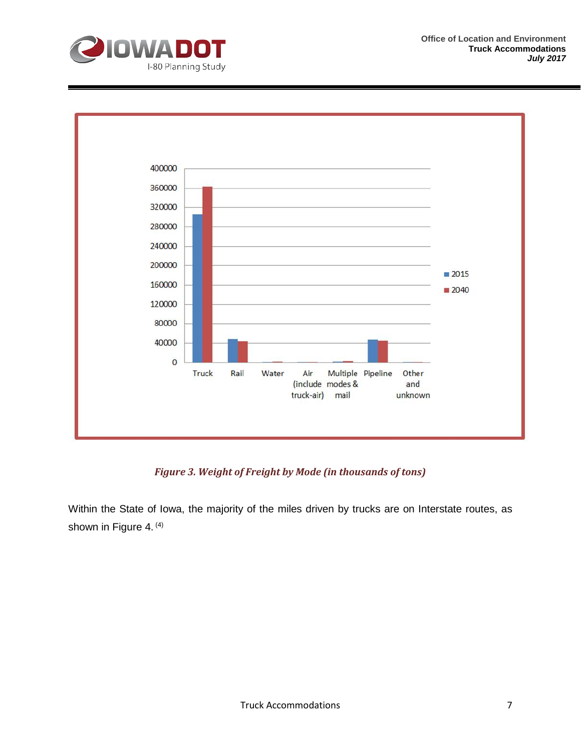400000
360000
320000
280000
240000
200000
160000
120000
80000
40000
0

Truck
Rail
Water
Air (include truck-air)
Multiple modes & mail
Pipeline
Other and unknown

2015
2040

*Figure 3. Weight of Freight by Mode (in thousands of tons)*

Within the State of Iowa, the majority of the miles driven by trucks are on Interstate routes, as shown in Figure 4. (4)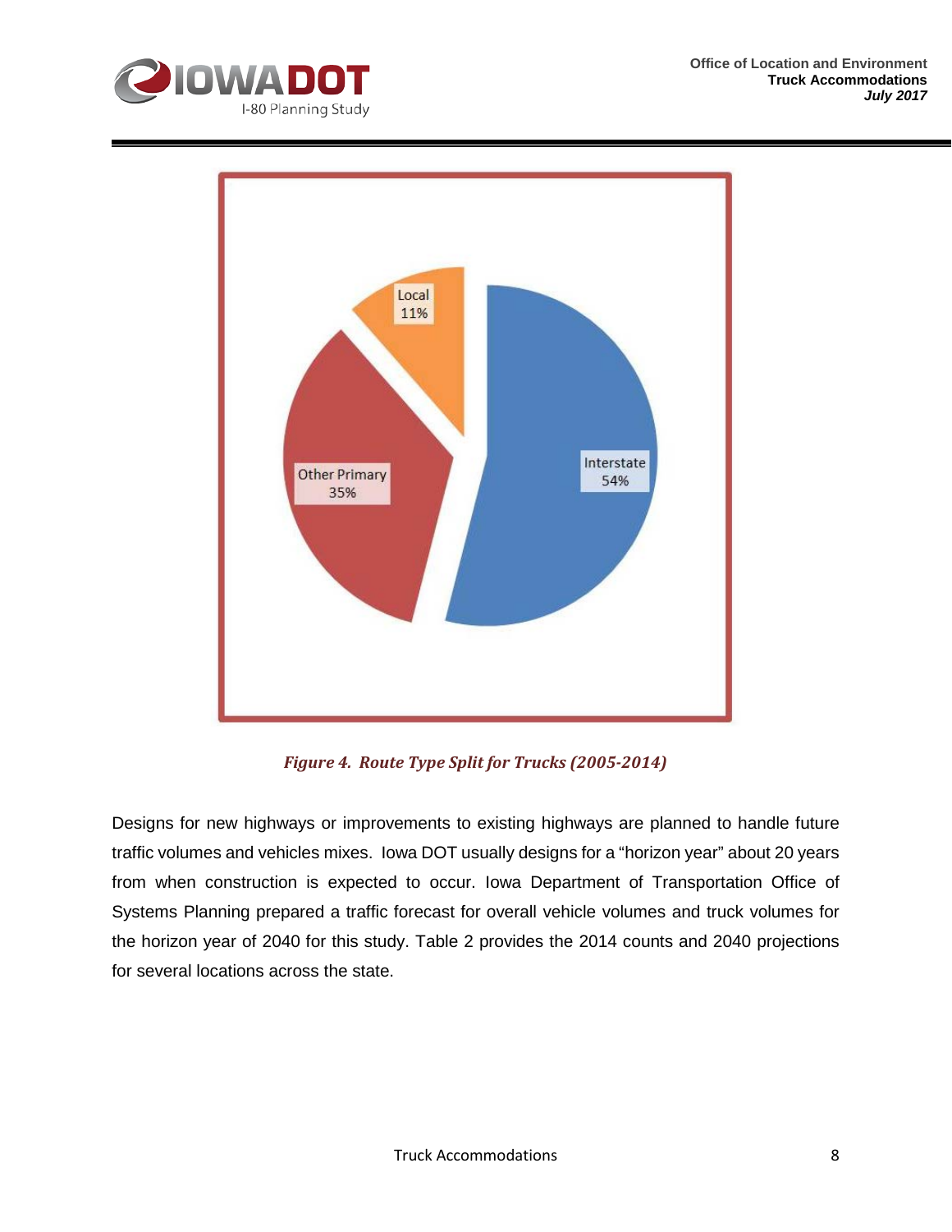Local
11%

Other Primary
35%

Interstate
54%

*Figure 4. Route Type Split for Trucks (2005-2014)*

Designs for new highways or improvements to existing highways are planned to handle future traffic volumes and vehicles mixes. Iowa DOT usually designs for a "horizon year" about 20 years from when construction is expected to occur. Iowa Department of Transportation Office of Systems Planning prepared a traffic forecast for overall vehicle volumes and truck volumes for the horizon year of 2040 for this study. Table 2 provides the 2014 counts and 2040 projections for several locations across the state.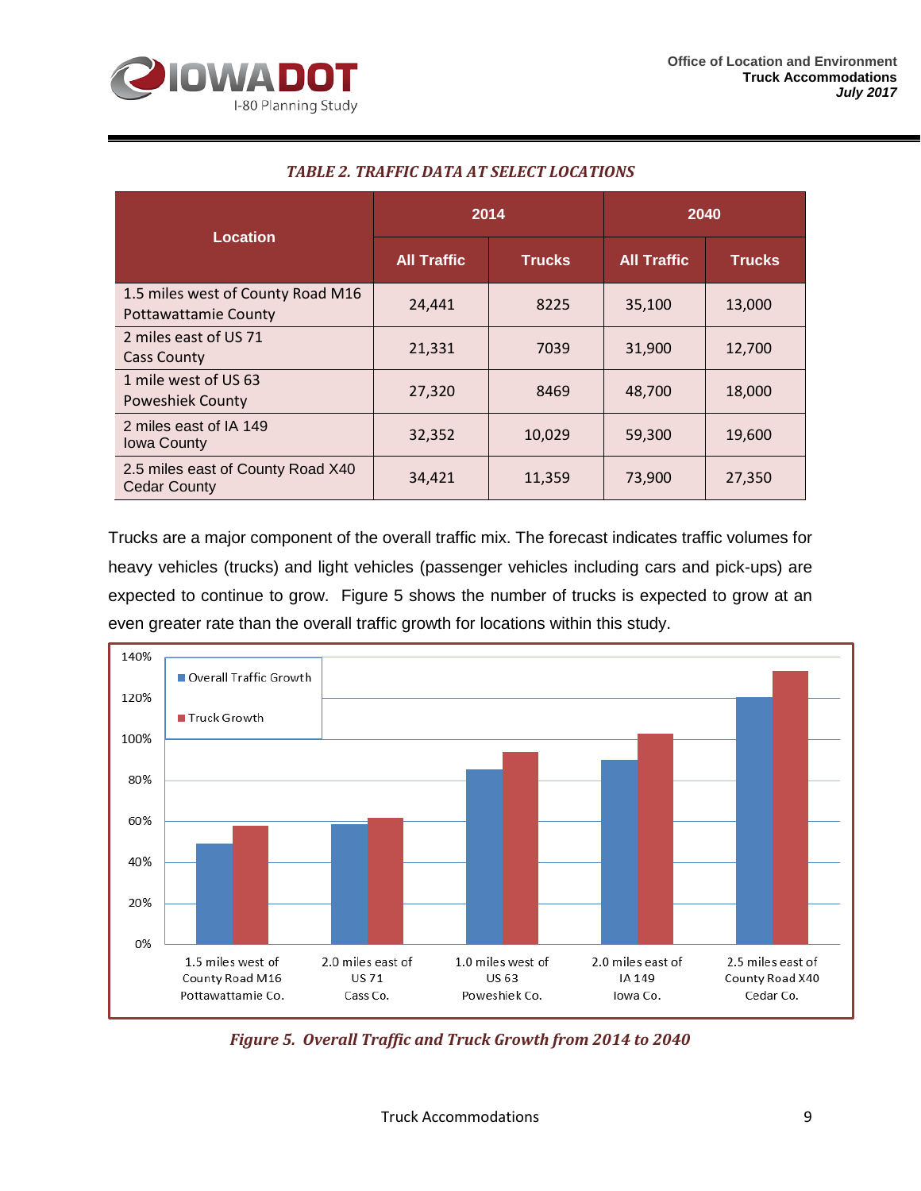*TABLE 2. TRAFFIC DATA AT SELECT LOCATIONS*

| Location | 2014 | | 2040 | |
|---|---|---|---|---|
| | All Traffic | Trucks | All Traffic | Trucks |
| 1.5 miles west of County Road M16 Pottawattamie County | 24,441 | 8225 | 35,100 | 13,000 |
| 2 miles east of US 71 Cass County | 21,331 | 7039 | 31,900 | 12,700 |
| 1 mile west of US 63 Poweshiek County | 27,320 | 8469 | 48,700 | 18,000 |
| 2 miles east of IA 149 Iowa County | 32,352 | 10,029 | 59,300 | 19,600 |
| 2.5 miles east of County Road X40 Cedar County | 34,421 | 11,359 | 73,900 | 27,350 |

Trucks are a major component of the overall traffic mix. The forecast indicates traffic volumes for heavy vehicles (trucks) and light vehicles (passenger vehicles including cars and pick-ups) are expected to continue to grow. Figure 5 shows the number of trucks is expected to grow at an even greater rate than the overall traffic growth for locations within this study.

140%
120%
100%
80%
60%
40%
20%
0%

Overall Traffic Growth
Truck Growth

1.5 miles west of County Road M16 Pottawattamie Co.
2.0 miles east of US 71 Cass Co.
1.0 miles west of US 63 Poweshiek Co.
2.0 miles east of IA 149 Iowa Co.
2.5 miles east of County Road X40 Cedar Co.

*Figure 5. Overall Traffic and Truck Growth from 2014 to 2040*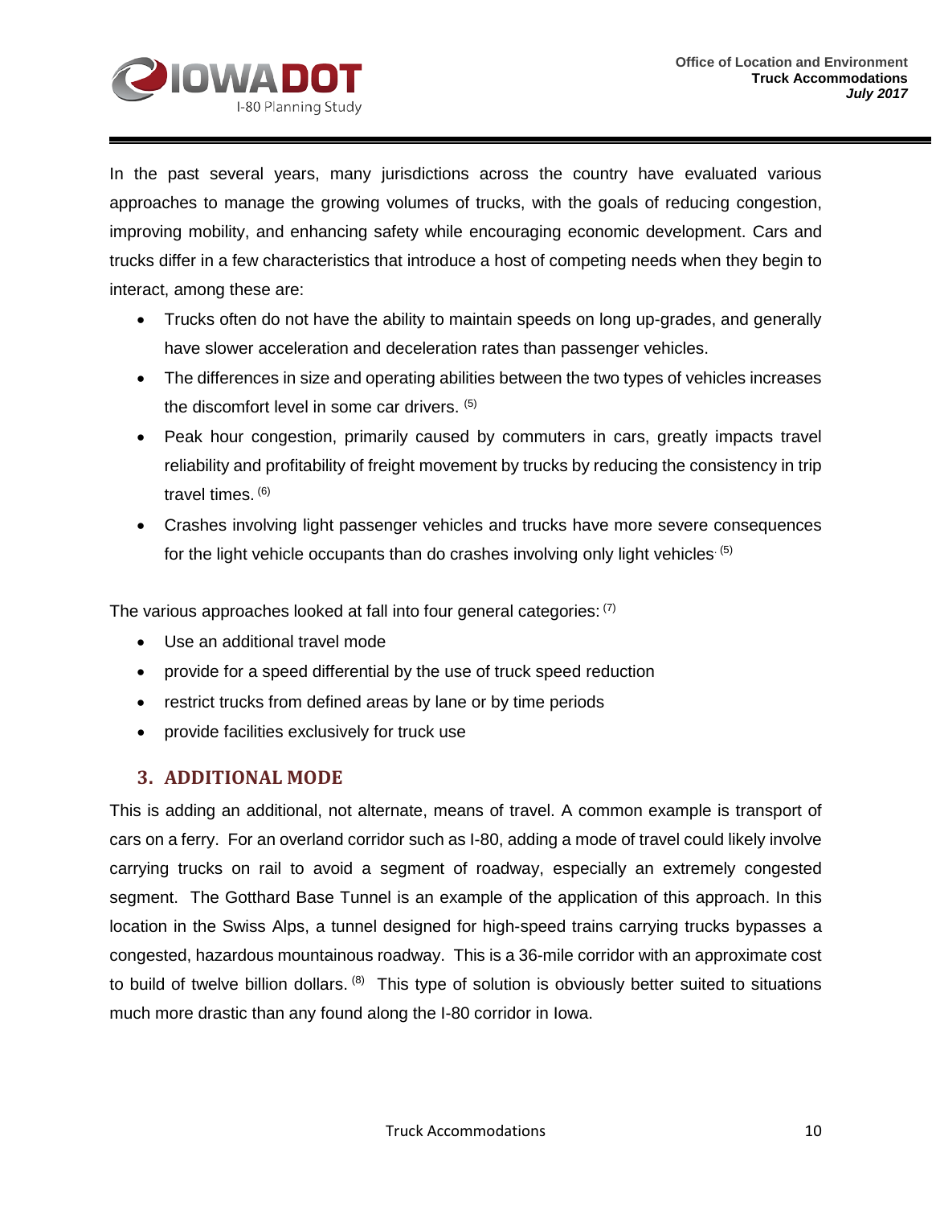In the past several years, many jurisdictions across the country have evaluated various approaches to manage the growing volumes of trucks, with the goals of reducing congestion, improving mobility, and enhancing safety while encouraging economic development. Cars and trucks differ in a few characteristics that introduce a host of competing needs when they begin to interact, among these are:

- Trucks often do not have the ability to maintain speeds on long up-grades, and generally have slower acceleration and deceleration rates than passenger vehicles.
- The differences in size and operating abilities between the two types of vehicles increases the discomfort level in some car drivers. (5)
- Peak hour congestion, primarily caused by commuters in cars, greatly impacts travel reliability and profitability of freight movement by trucks by reducing the consistency in trip travel times. (6)
- Crashes involving light passenger vehicles and trucks have more severe consequences for the light vehicle occupants than do crashes involving only light vehicles. (5)

The various approaches looked at fall into four general categories: (7)

- Use an additional travel mode
- provide for a speed differential by the use of truck speed reduction
- restrict trucks from defined areas by lane or by time periods
- provide facilities exclusively for truck use

## 3. ADDITIONAL MODE

This is adding an additional, not alternate, means of travel. A common example is transport of cars on a ferry. For an overland corridor such as I-80, adding a mode of travel could likely involve carrying trucks on rail to avoid a segment of roadway, especially an extremely congested segment. The Gotthard Base Tunnel is an example of the application of this approach. In this location in the Swiss Alps, a tunnel designed for high-speed trains carrying trucks bypasses a congested, hazardous mountainous roadway. This is a 36-mile corridor with an approximate cost to build of twelve billion dollars. (8) This type of solution is obviously better suited to situations much more drastic than any found along the I-80 corridor in Iowa.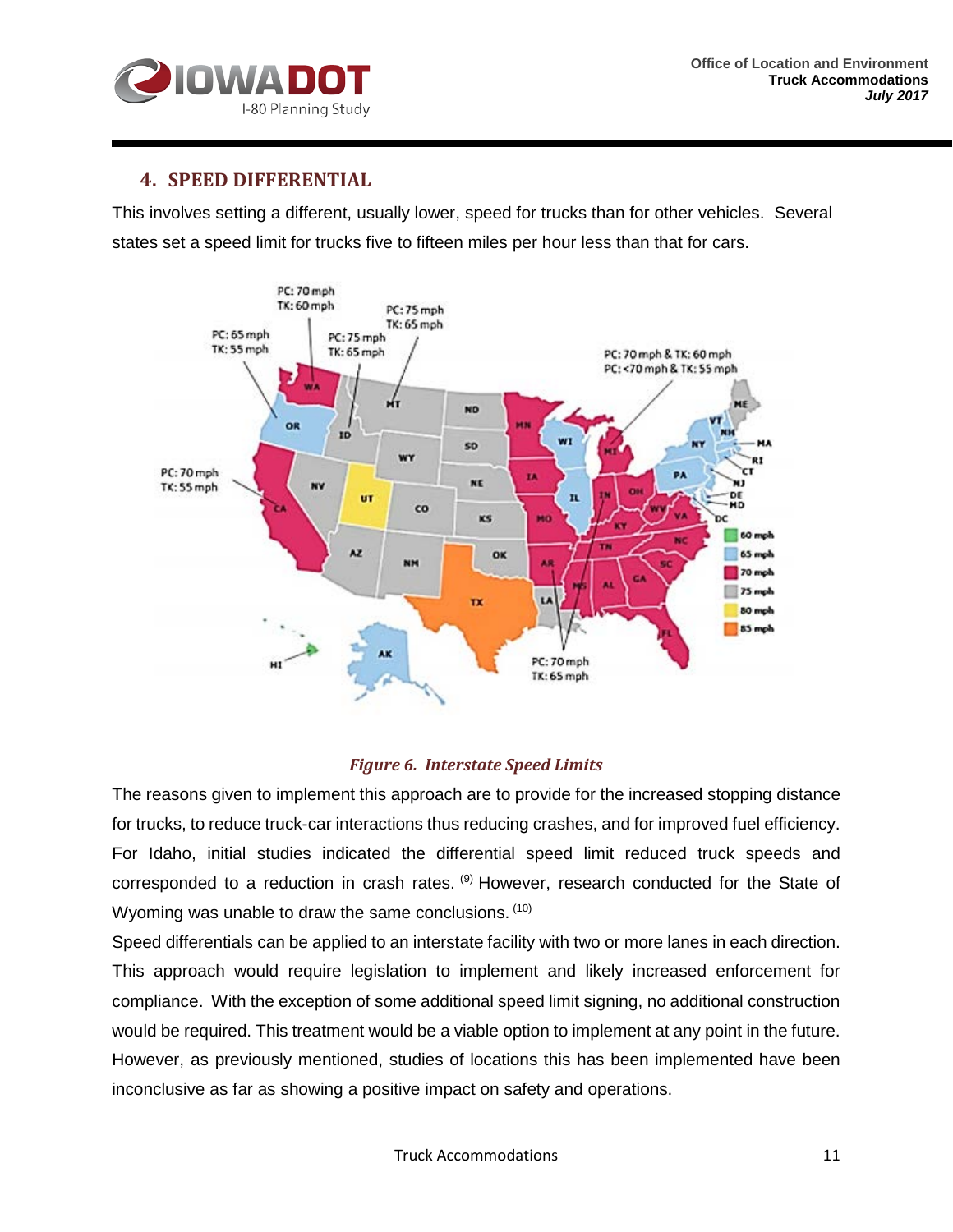## 4. SPEED DIFFERENTIAL

This involves setting a different, usually lower, speed for trucks than for other vehicles. Several states set a speed limit for trucks five to fifteen miles per hour less than that for cars.

PC: 70 mph
TK: 60 mph

PC: 75 mph
TK: 65 mph

PC: 65 mph
TK: 55 mph

PC: 75 mph
TK: 65 mph

PC: 70 mph & TK: 60 mph
PC: <70 mph & TK: 55 mph

PC: 70 mph
TK: 55 mph

PC: 70 mph
TK: 65 mph

WA, OR, ID, MT, ND, MN, WI, MI, VT, NH, ME, MA, RI, CT, NJ, DE, MD, DC, NY, PA, SD, WY, NE, IA, IL, IN, OH, WV, VA, NV, UT, CO, KS, MO, KY, CA, AZ, NM, OK, AR, TN, NC, SC, MS, AL, GA, TX, LA, FL, AK, HI

60 mph
65 mph
70 mph
75 mph
80 mph
85 mph

*Figure 6. Interstate Speed Limits*

The reasons given to implement this approach are to provide for the increased stopping distance for trucks, to reduce truck-car interactions thus reducing crashes, and for improved fuel efficiency. For Idaho, initial studies indicated the differential speed limit reduced truck speeds and corresponded to a reduction in crash rates. (9) However, research conducted for the State of Wyoming was unable to draw the same conclusions. (10)

Speed differentials can be applied to an interstate facility with two or more lanes in each direction. This approach would require legislation to implement and likely increased enforcement for compliance. With the exception of some additional speed limit signing, no additional construction would be required. This treatment would be a viable option to implement at any point in the future. However, as previously mentioned, studies of locations this has been implemented have been inconclusive as far as showing a positive impact on safety and operations.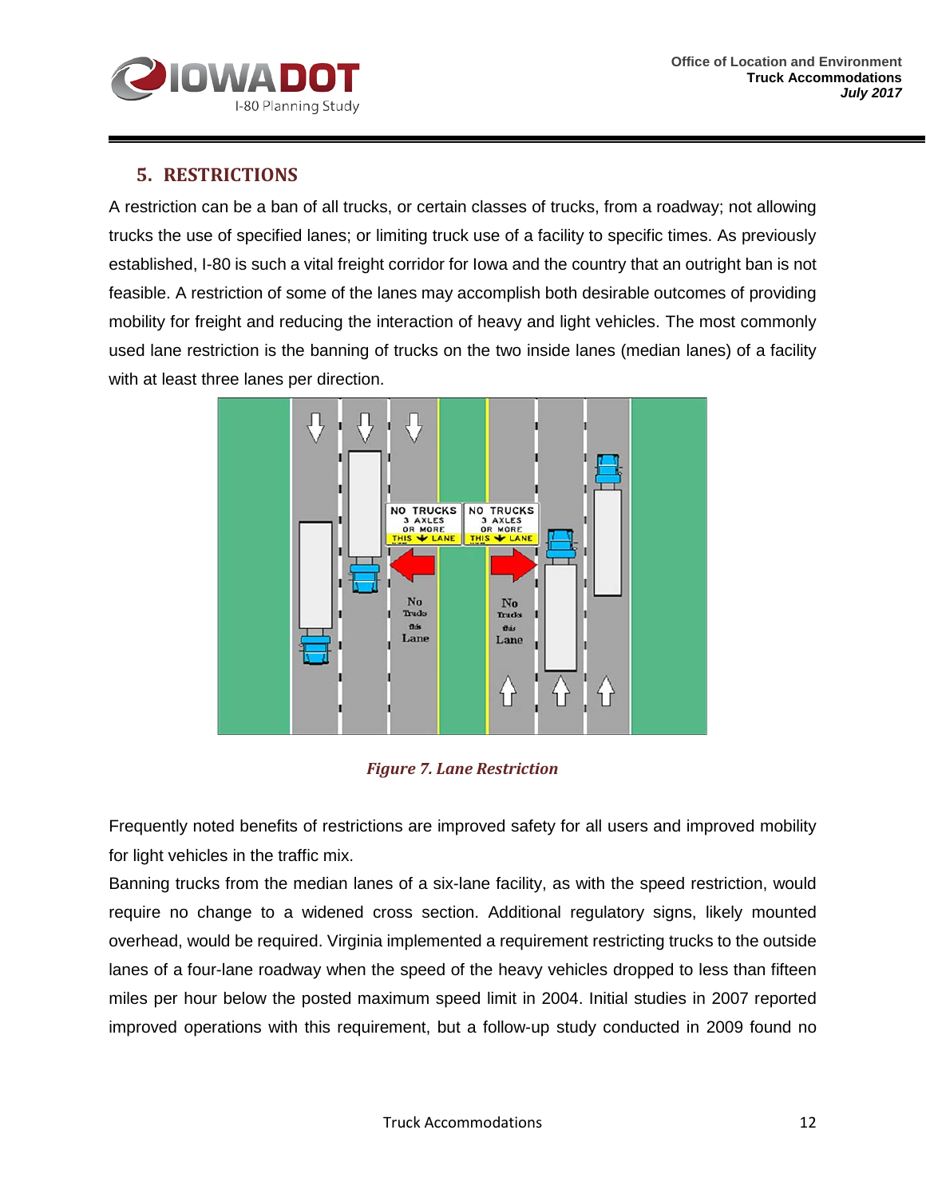## 5. RESTRICTIONS

A restriction can be a ban of all trucks, or certain classes of trucks, from a roadway; not allowing trucks the use of specified lanes; or limiting truck use of a facility to specific times. As previously established, I-80 is such a vital freight corridor for Iowa and the country that an outright ban is not feasible. A restriction of some of the lanes may accomplish both desirable outcomes of providing mobility for freight and reducing the interaction of heavy and light vehicles. The most commonly used lane restriction is the banning of trucks on the two inside lanes (median lanes) of a facility with at least three lanes per direction.

NO TRUCKS 3 AXLES OR MORE THIS LANE

NO TRUCKS 3 AXLES OR MORE THIS LANE

No Trucks this Lane

No Trucks this Lane

*Figure 7. Lane Restriction*

Frequently noted benefits of restrictions are improved safety for all users and improved mobility for light vehicles in the traffic mix.

Banning trucks from the median lanes of a six-lane facility, as with the speed restriction, would require no change to a widened cross section. Additional regulatory signs, likely mounted overhead, would be required. Virginia implemented a requirement restricting trucks to the outside lanes of a four-lane roadway when the speed of the heavy vehicles dropped to less than fifteen miles per hour below the posted maximum speed limit in 2004. Initial studies in 2007 reported improved operations with this requirement, but a follow-up study conducted in 2009 found no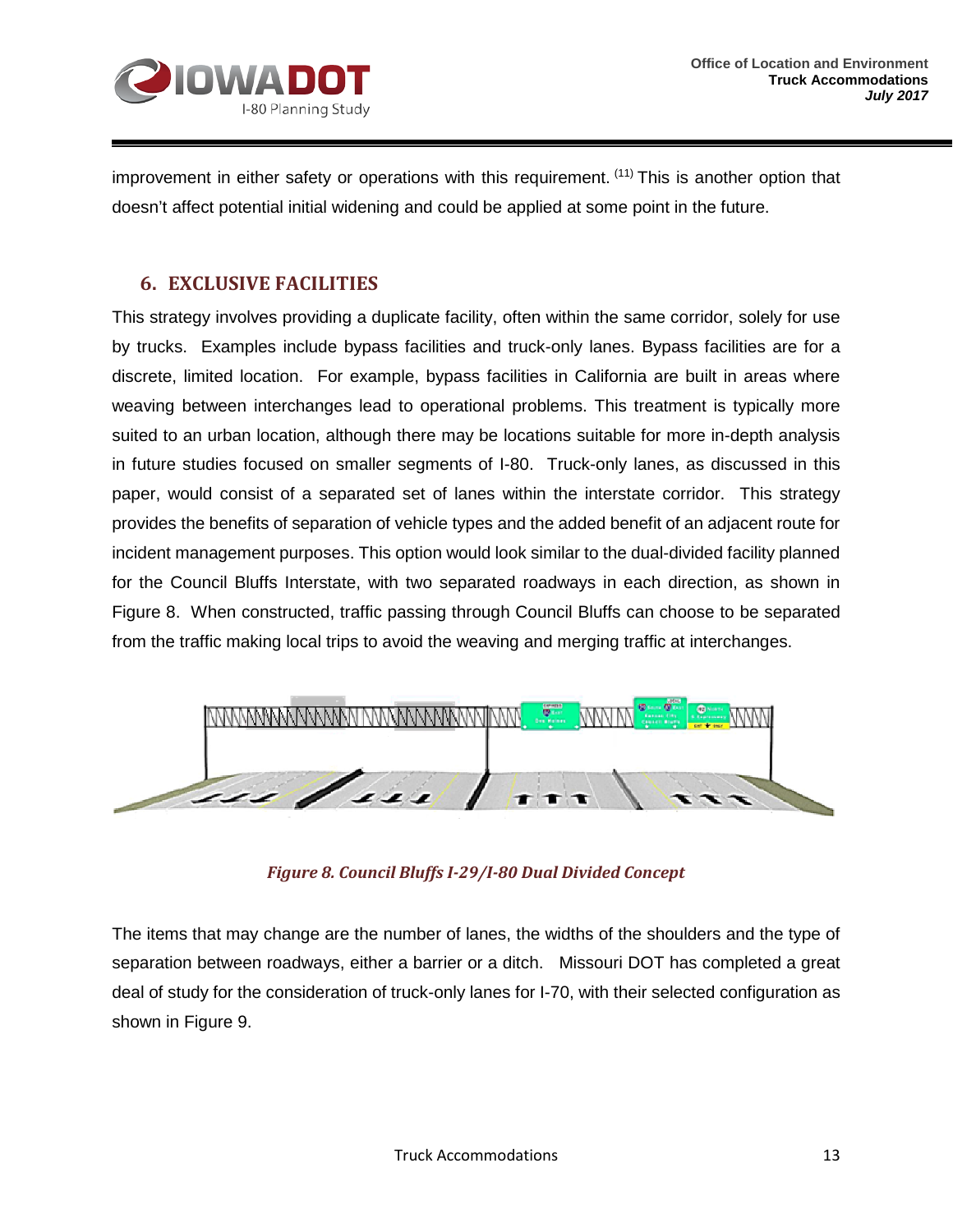improvement in either safety or operations with this requirement. [11] This is another option that doesn't affect potential initial widening and could be applied at some point in the future.

## 6. EXCLUSIVE FACILITIES

This strategy involves providing a duplicate facility, often within the same corridor, solely for use by trucks. Examples include bypass facilities and truck-only lanes. Bypass facilities are for a discrete, limited location. For example, bypass facilities in California are built in areas where weaving between interchanges lead to operational problems. This treatment is typically more suited to an urban location, although there may be locations suitable for more in-depth analysis in future studies focused on smaller segments of I-80. Truck-only lanes, as discussed in this paper, would consist of a separated set of lanes within the interstate corridor. This strategy provides the benefits of separation of vehicle types and the added benefit of an adjacent route for incident management purposes. This option would look similar to the dual-divided facility planned for the Council Bluffs Interstate, with two separated roadways in each direction, as shown in Figure 8. When constructed, traffic passing through Council Bluffs can choose to be separated from the traffic making local trips to avoid the weaving and merging traffic at interchanges.

*Figure 8. Council Bluffs I-29/I-80 Dual Divided Concept*

The items that may change are the number of lanes, the widths of the shoulders and the type of separation between roadways, either a barrier or a ditch. Missouri DOT has completed a great deal of study for the consideration of truck-only lanes for I-70, with their selected configuration as shown in Figure 9.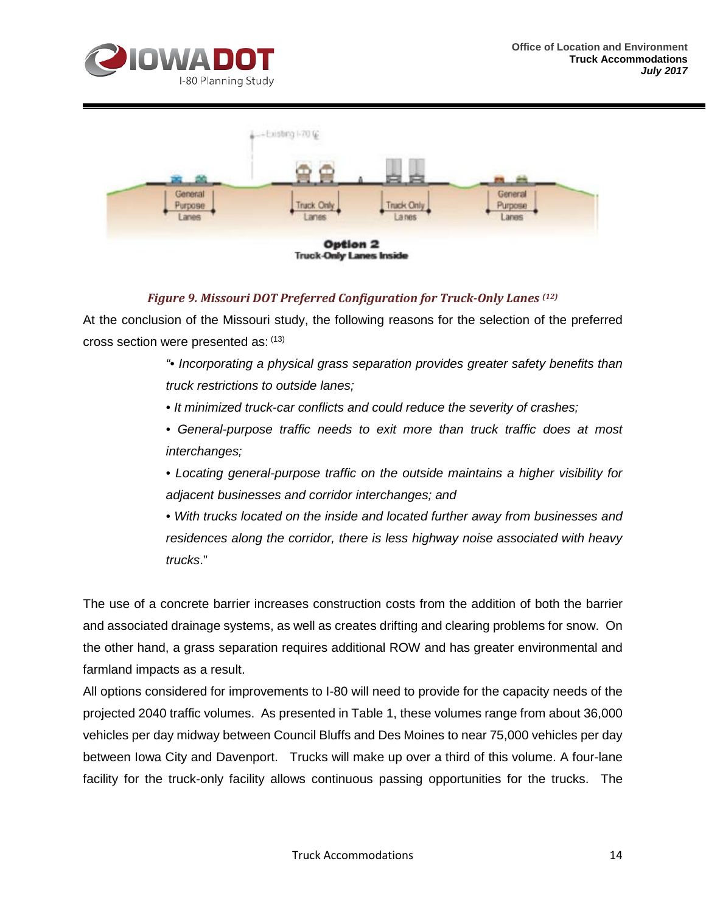Existing I-70 ℄

General Purpose Lanes

Truck Only Lanes

Truck Only Lanes

General Purpose Lanes

**Option 2**
**Truck-Only Lanes Inside**

*Figure 9. Missouri DOT Preferred Configuration for Truck-Only Lanes* [(12)]

At the conclusion of the Missouri study, the following reasons for the selection of the preferred cross section were presented as: [(13)]

> *"• Incorporating a physical grass separation provides greater safety benefits than truck restrictions to outside lanes;*
>
> *• It minimized truck-car conflicts and could reduce the severity of crashes;*
>
> *• General-purpose traffic needs to exit more than truck traffic does at most interchanges;*
>
> *• Locating general-purpose traffic on the outside maintains a higher visibility for adjacent businesses and corridor interchanges; and*
>
> *• With trucks located on the inside and located further away from businesses and residences along the corridor, there is less highway noise associated with heavy trucks*."

The use of a concrete barrier increases construction costs from the addition of both the barrier and associated drainage systems, as well as creates drifting and clearing problems for snow. On the other hand, a grass separation requires additional ROW and has greater environmental and farmland impacts as a result.

All options considered for improvements to I-80 will need to provide for the capacity needs of the projected 2040 traffic volumes. As presented in Table 1, these volumes range from about 36,000 vehicles per day midway between Council Bluffs and Des Moines to near 75,000 vehicles per day between Iowa City and Davenport. Trucks will make up over a third of this volume. A four-lane facility for the truck-only facility allows continuous passing opportunities for the trucks. The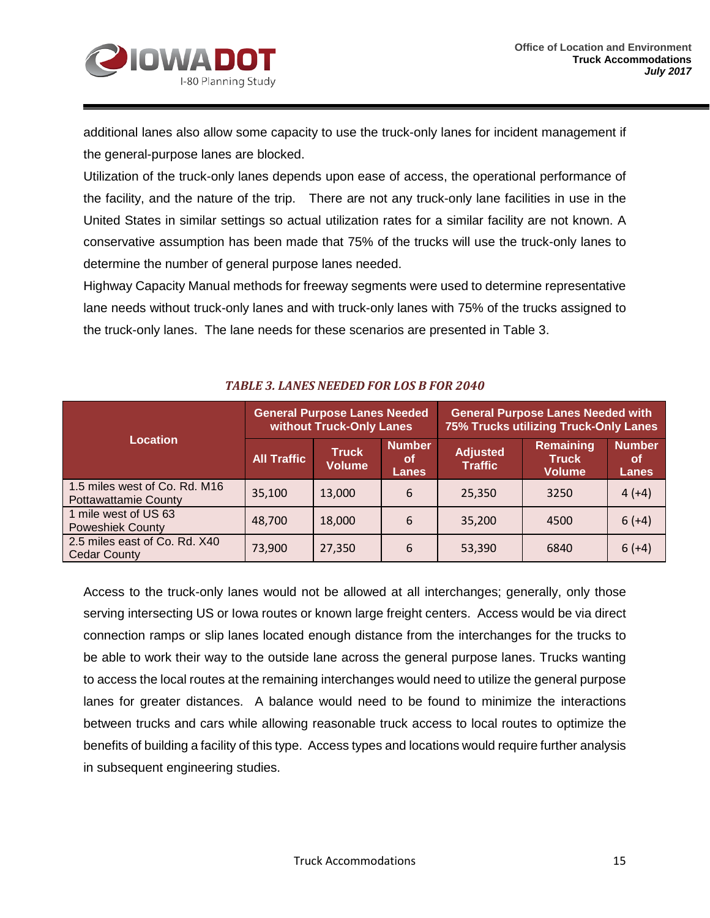additional lanes also allow some capacity to use the truck-only lanes for incident management if the general-purpose lanes are blocked.

Utilization of the truck-only lanes depends upon ease of access, the operational performance of the facility, and the nature of the trip. There are not any truck-only lane facilities in use in the United States in similar settings so actual utilization rates for a similar facility are not known. A conservative assumption has been made that 75% of the trucks will use the truck-only lanes to determine the number of general purpose lanes needed.

Highway Capacity Manual methods for freeway segments were used to determine representative lane needs without truck-only lanes and with truck-only lanes with 75% of the trucks assigned to the truck-only lanes. The lane needs for these scenarios are presented in Table 3.

*TABLE 3. LANES NEEDED FOR LOS B FOR 2040*

| Location | General Purpose Lanes Needed without Truck-Only Lanes | | | General Purpose Lanes Needed with 75% Trucks utilizing Truck-Only Lanes | | |
|---|---|---|---|---|---|---|
| | All Traffic | Truck Volume | Number of Lanes | Adjusted Traffic | Remaining Truck Volume | Number of Lanes |
| 1.5 miles west of Co. Rd. M16 Pottawattamie County | 35,100 | 13,000 | 6 | 25,350 | 3250 | 4 (+4) |
| 1 mile west of US 63 Poweshiek County | 48,700 | 18,000 | 6 | 35,200 | 4500 | 6 (+4) |
| 2.5 miles east of Co. Rd. X40 Cedar County | 73,900 | 27,350 | 6 | 53,390 | 6840 | 6 (+4) |

Access to the truck-only lanes would not be allowed at all interchanges; generally, only those serving intersecting US or Iowa routes or known large freight centers. Access would be via direct connection ramps or slip lanes located enough distance from the interchanges for the trucks to be able to work their way to the outside lane across the general purpose lanes. Trucks wanting to access the local routes at the remaining interchanges would need to utilize the general purpose lanes for greater distances. A balance would need to be found to minimize the interactions between trucks and cars while allowing reasonable truck access to local routes to optimize the benefits of building a facility of this type. Access types and locations would require further analysis in subsequent engineering studies.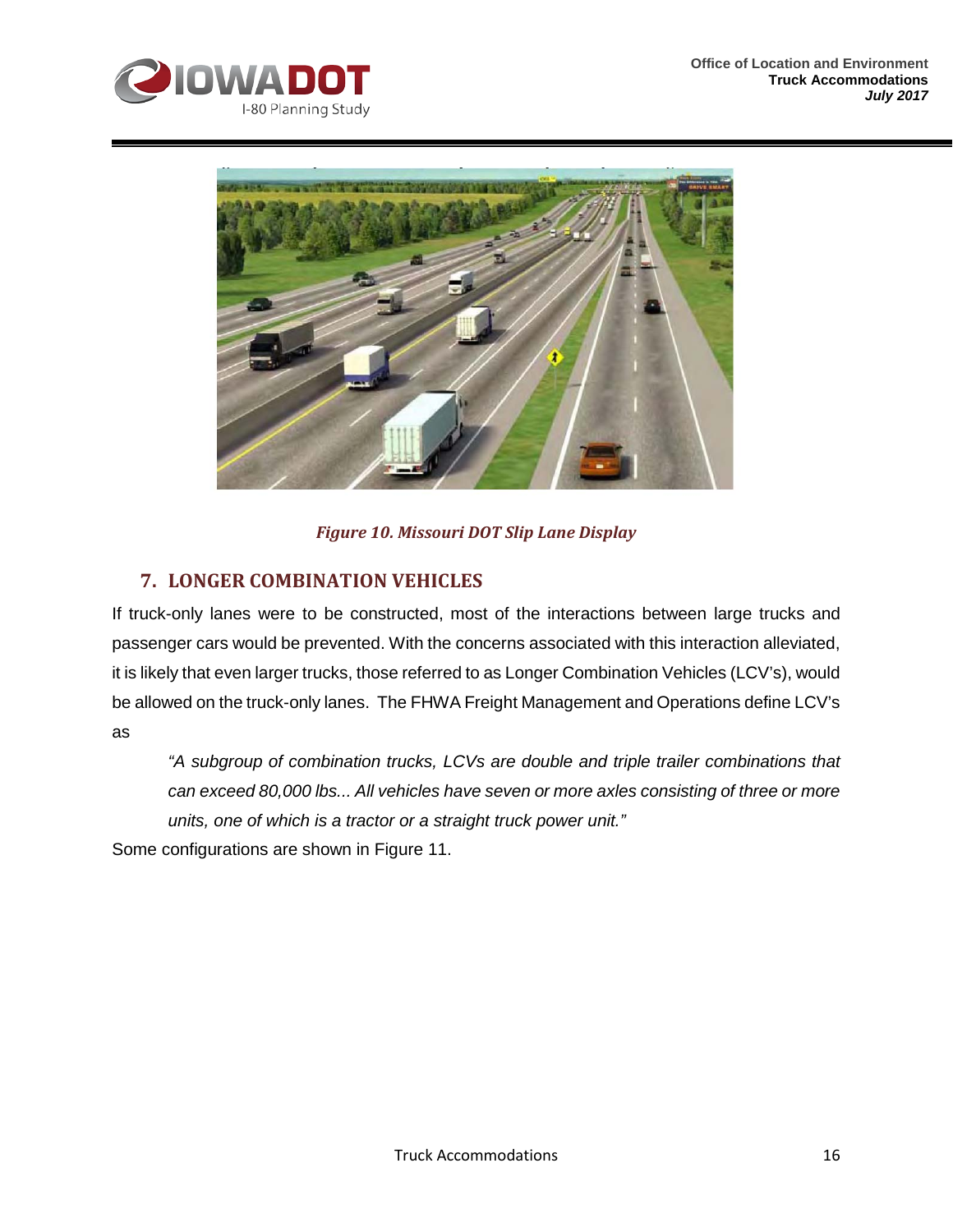*Figure 10. Missouri DOT Slip Lane Display*

## 7. LONGER COMBINATION VEHICLES

If truck-only lanes were to be constructed, most of the interactions between large trucks and passenger cars would be prevented. With the concerns associated with this interaction alleviated, it is likely that even larger trucks, those referred to as Longer Combination Vehicles (LCV's), would be allowed on the truck-only lanes. The FHWA Freight Management and Operations define LCV's as

> *"A subgroup of combination trucks, LCVs are double and triple trailer combinations that can exceed 80,000 lbs... All vehicles have seven or more axles consisting of three or more units, one of which is a tractor or a straight truck power unit."*

Some configurations are shown in Figure 11.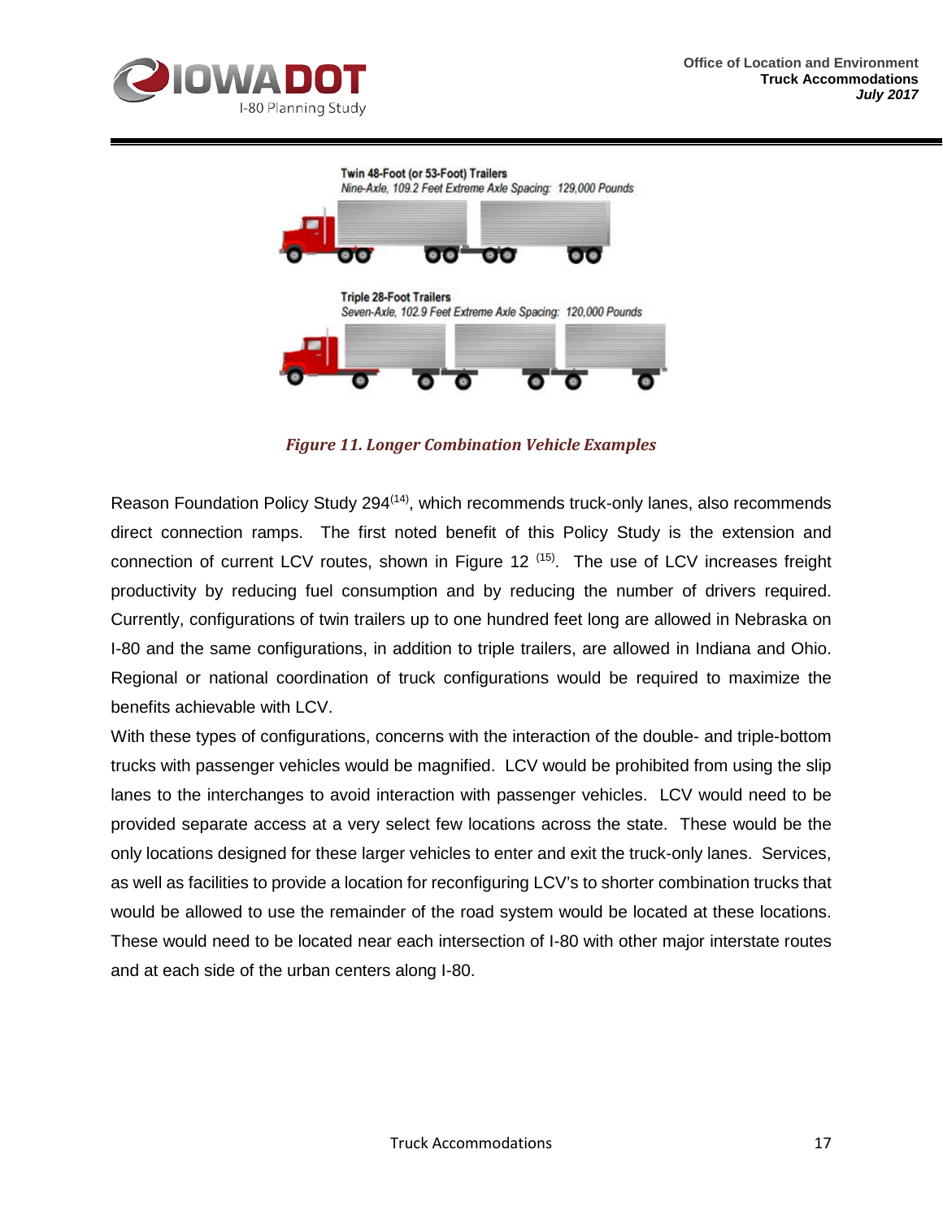Twin 48-Foot (or 53-Foot) Trailers

Nine-Axle, 109.2 Feet Extreme Axle Spacing: 129,000 Pounds

Triple 28-Foot Trailers

Seven-Axle, 102.9 Feet Extreme Axle Spacing: 120,000 Pounds

*Figure 11. Longer Combination Vehicle Examples*

Reason Foundation Policy Study 294[14], which recommends truck-only lanes, also recommends direct connection ramps. The first noted benefit of this Policy Study is the extension and connection of current LCV routes, shown in Figure 12 [15]. The use of LCV increases freight productivity by reducing fuel consumption and by reducing the number of drivers required. Currently, configurations of twin trailers up to one hundred feet long are allowed in Nebraska on I-80 and the same configurations, in addition to triple trailers, are allowed in Indiana and Ohio. Regional or national coordination of truck configurations would be required to maximize the benefits achievable with LCV.

With these types of configurations, concerns with the interaction of the double- and triple-bottom trucks with passenger vehicles would be magnified. LCV would be prohibited from using the slip lanes to the interchanges to avoid interaction with passenger vehicles. LCV would need to be provided separate access at a very select few locations across the state. These would be the only locations designed for these larger vehicles to enter and exit the truck-only lanes. Services, as well as facilities to provide a location for reconfiguring LCV's to shorter combination trucks that would be allowed to use the remainder of the road system would be located at these locations. These would need to be located near each intersection of I-80 with other major interstate routes and at each side of the urban centers along I-80.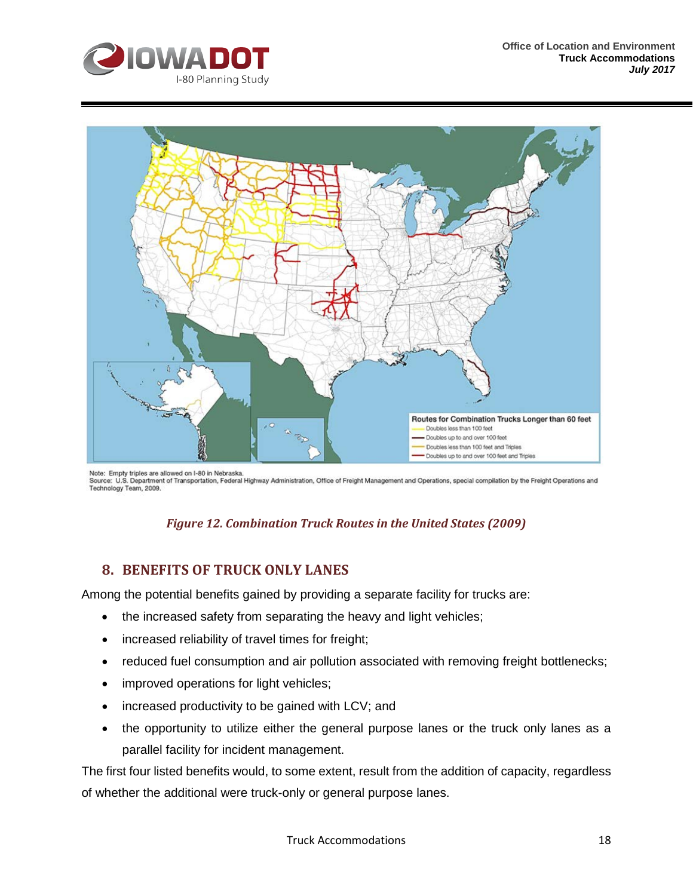Routes for Combination Trucks Longer than 60 feet

Doubles less than 100 feet

Doubles up to and over 100 feet

Doubles less than 100 feet and Triples

Doubles up to and over 100 feet and Triples

Note: Empty triples are allowed on I-80 in Nebraska.
Source: U.S. Department of Transportation, Federal Highway Administration, Office of Freight Management and Operations, special compilation by the Freight Operations and Technology Team, 2009.

*Figure 12. Combination Truck Routes in the United States (2009)*

## 8. BENEFITS OF TRUCK ONLY LANES

Among the potential benefits gained by providing a separate facility for trucks are:

- the increased safety from separating the heavy and light vehicles;
- increased reliability of travel times for freight;
- reduced fuel consumption and air pollution associated with removing freight bottlenecks;
- improved operations for light vehicles;
- increased productivity to be gained with LCV; and
- the opportunity to utilize either the general purpose lanes or the truck only lanes as a parallel facility for incident management.

The first four listed benefits would, to some extent, result from the addition of capacity, regardless of whether the additional were truck-only or general purpose lanes.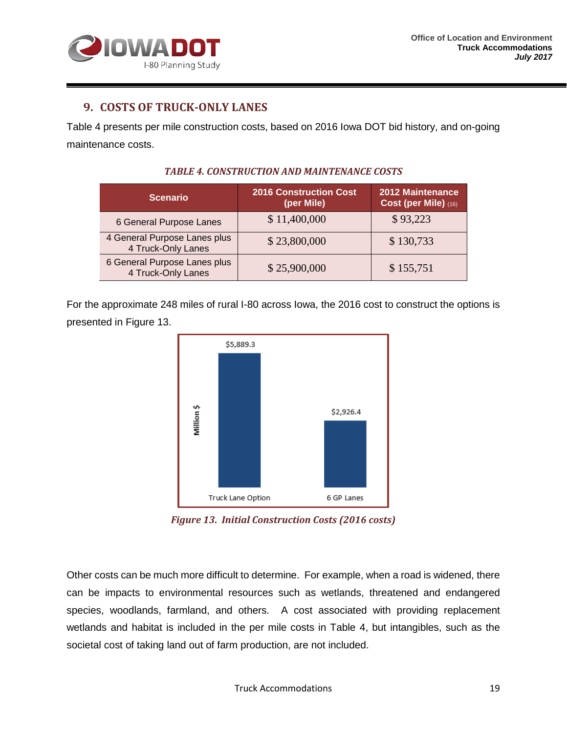## 9. COSTS OF TRUCK-ONLY LANES

Table 4 presents per mile construction costs, based on 2016 Iowa DOT bid history, and on-going maintenance costs.

*TABLE 4. CONSTRUCTION AND MAINTENANCE COSTS*

| Scenario | 2016 Construction Cost (per Mile) | 2012 Maintenance Cost (per Mile) (16) |
|---|---|---|
| 6 General Purpose Lanes | $ 11,400,000 | $ 93,223 |
| 4 General Purpose Lanes plus 4 Truck-Only Lanes | $ 23,800,000 | $ 130,733 |
| 6 General Purpose Lanes plus 4 Truck-Only Lanes | $ 25,900,000 | $ 155,751 |

For the approximate 248 miles of rural I-80 across Iowa, the 2016 cost to construct the options is presented in Figure 13.

Million $

$5,889.3

$2,926.4

Truck Lane Option

6 GP Lanes

*Figure 13. Initial Construction Costs (2016 costs)*

Other costs can be much more difficult to determine. For example, when a road is widened, there can be impacts to environmental resources such as wetlands, threatened and endangered species, woodlands, farmland, and others. A cost associated with providing replacement wetlands and habitat is included in the per mile costs in Table 4, but intangibles, such as the societal cost of taking land out of farm production, are not included.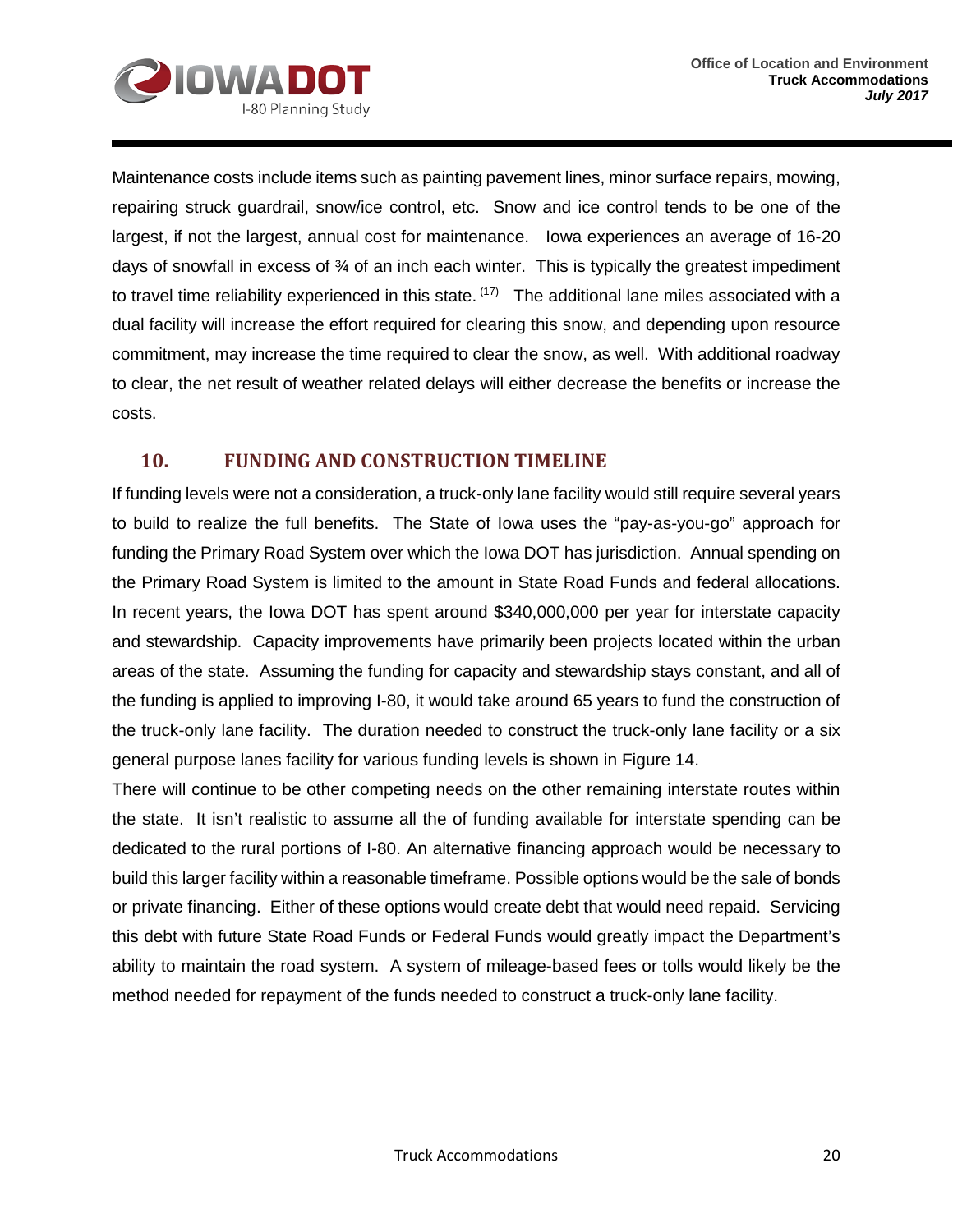Maintenance costs include items such as painting pavement lines, minor surface repairs, mowing, repairing struck guardrail, snow/ice control, etc. Snow and ice control tends to be one of the largest, if not the largest, annual cost for maintenance. Iowa experiences an average of 16-20 days of snowfall in excess of ¾ of an inch each winter. This is typically the greatest impediment to travel time reliability experienced in this state. [17] The additional lane miles associated with a dual facility will increase the effort required for clearing this snow, and depending upon resource commitment, may increase the time required to clear the snow, as well. With additional roadway to clear, the net result of weather related delays will either decrease the benefits or increase the costs.

## 10. FUNDING AND CONSTRUCTION TIMELINE

If funding levels were not a consideration, a truck-only lane facility would still require several years to build to realize the full benefits. The State of Iowa uses the "pay-as-you-go" approach for funding the Primary Road System over which the Iowa DOT has jurisdiction. Annual spending on the Primary Road System is limited to the amount in State Road Funds and federal allocations. In recent years, the Iowa DOT has spent around $340,000,000 per year for interstate capacity and stewardship. Capacity improvements have primarily been projects located within the urban areas of the state. Assuming the funding for capacity and stewardship stays constant, and all of the funding is applied to improving I-80, it would take around 65 years to fund the construction of the truck-only lane facility. The duration needed to construct the truck-only lane facility or a six general purpose lanes facility for various funding levels is shown in Figure 14.

There will continue to be other competing needs on the other remaining interstate routes within the state. It isn't realistic to assume all the of funding available for interstate spending can be dedicated to the rural portions of I-80. An alternative financing approach would be necessary to build this larger facility within a reasonable timeframe. Possible options would be the sale of bonds or private financing. Either of these options would create debt that would need repaid. Servicing this debt with future State Road Funds or Federal Funds would greatly impact the Department's ability to maintain the road system. A system of mileage-based fees or tolls would likely be the method needed for repayment of the funds needed to construct a truck-only lane facility.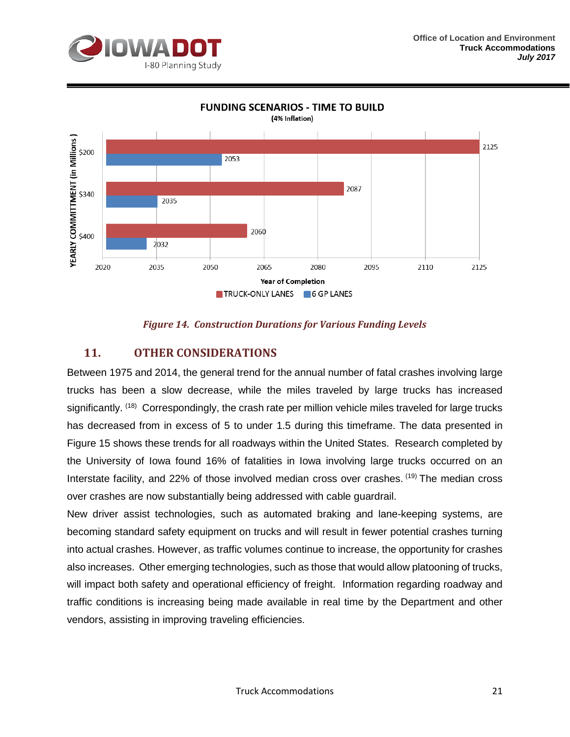FUNDING SCENARIOS - TIME TO BUILD
(4% Inflation)

YEARLY COMMITTMENT (in Millions)

$200
2125
2053

$340
2087
2035

$400
2060
2032

2020 2035 2050 2065 2080 2095 2110 2125

Year of Completion

TRUCK-ONLY LANES
6 GP LANES

*Figure 14. Construction Durations for Various Funding Levels*

## 11. OTHER CONSIDERATIONS

Between 1975 and 2014, the general trend for the annual number of fatal crashes involving large trucks has been a slow decrease, while the miles traveled by large trucks has increased significantly. [18] Correspondingly, the crash rate per million vehicle miles traveled for large trucks has decreased from in excess of 5 to under 1.5 during this timeframe. The data presented in Figure 15 shows these trends for all roadways within the United States. Research completed by the University of Iowa found 16% of fatalities in Iowa involving large trucks occurred on an Interstate facility, and 22% of those involved median cross over crashes. [19] The median cross over crashes are now substantially being addressed with cable guardrail.

New driver assist technologies, such as automated braking and lane-keeping systems, are becoming standard safety equipment on trucks and will result in fewer potential crashes turning into actual crashes. However, as traffic volumes continue to increase, the opportunity for crashes also increases. Other emerging technologies, such as those that would allow platooning of trucks, will impact both safety and operational efficiency of freight. Information regarding roadway and traffic conditions is increasing being made available in real time by the Department and other vendors, assisting in improving traveling efficiencies.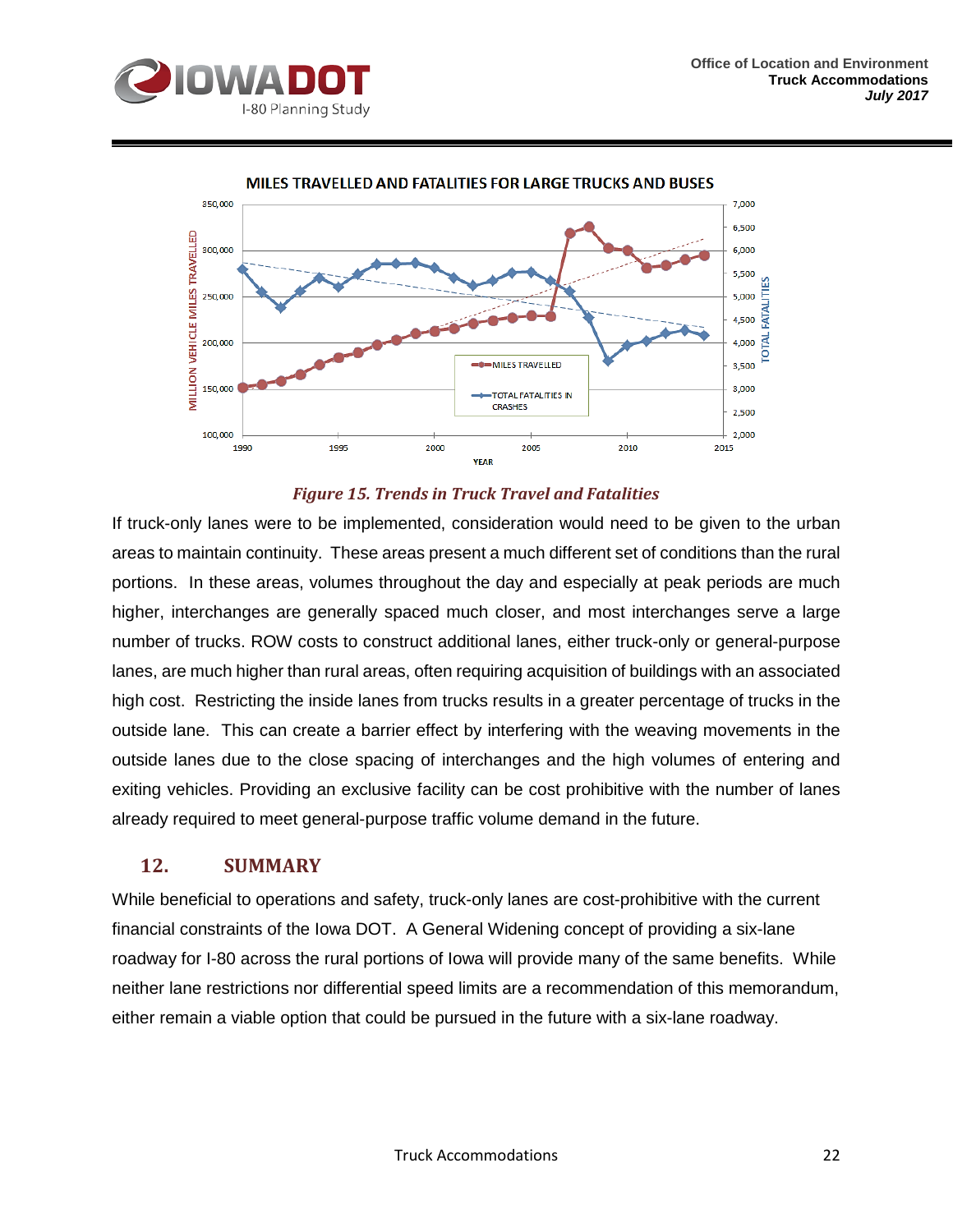MILES TRAVELLED AND FATALITIES FOR LARGE TRUCKS AND BUSES

MILLION VEHICLE MILES TRAVELLED

350,000
300,000
250,000
200,000
150,000
100,000

TOTAL FATALITIES

7,000
6,500
6,000
5,500
5,000
4,500
4,000
3,500
3,000
2,500
2,000

1990
1995
2000
2005
2010
2015

YEAR

MILES TRAVELLED

TOTAL FATALITIES IN CRASHES

*Figure 15. Trends in Truck Travel and Fatalities*

If truck-only lanes were to be implemented, consideration would need to be given to the urban areas to maintain continuity. These areas present a much different set of conditions than the rural portions. In these areas, volumes throughout the day and especially at peak periods are much higher, interchanges are generally spaced much closer, and most interchanges serve a large number of trucks. ROW costs to construct additional lanes, either truck-only or general-purpose lanes, are much higher than rural areas, often requiring acquisition of buildings with an associated high cost. Restricting the inside lanes from trucks results in a greater percentage of trucks in the outside lane. This can create a barrier effect by interfering with the weaving movements in the outside lanes due to the close spacing of interchanges and the high volumes of entering and exiting vehicles. Providing an exclusive facility can be cost prohibitive with the number of lanes already required to meet general-purpose traffic volume demand in the future.

## 12. SUMMARY

While beneficial to operations and safety, truck-only lanes are cost-prohibitive with the current financial constraints of the Iowa DOT. A General Widening concept of providing a six-lane roadway for I-80 across the rural portions of Iowa will provide many of the same benefits. While neither lane restrictions nor differential speed limits are a recommendation of this memorandum, either remain a viable option that could be pursued in the future with a six-lane roadway.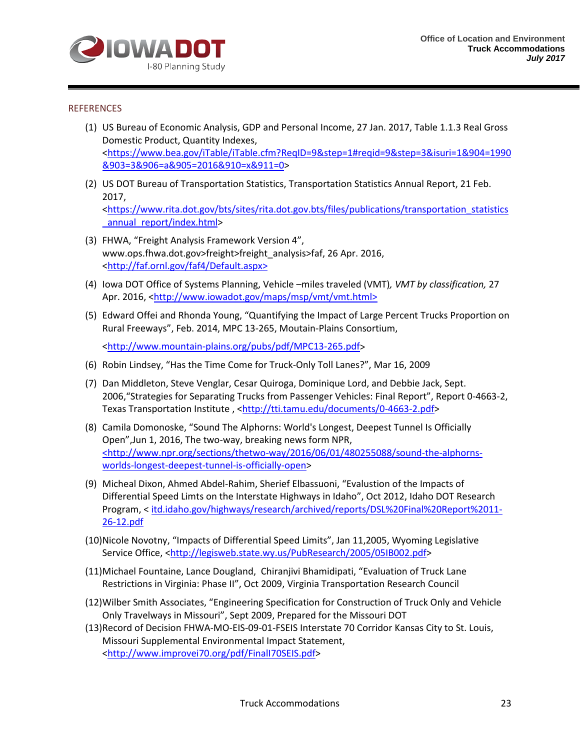## REFERENCES

(1) US Bureau of Economic Analysis, GDP and Personal Income, 27 Jan. 2017, Table 1.1.3 Real Gross Domestic Product, Quantity Indexes, <https://www.bea.gov/iTable/iTable.cfm?ReqID=9&step=1#reqid=9&step=3&isuri=1&904=1990&903=3&906=a&905=2016&910=x&911=0>

(2) US DOT Bureau of Transportation Statistics, Transportation Statistics Annual Report, 21 Feb. 2017, <https://www.rita.dot.gov/bts/sites/rita.dot.gov.bts/files/publications/transportation_statistics_annual_report/index.html>

(3) FHWA, "Freight Analysis Framework Version 4", www.ops.fhwa.dot.gov>freight>freight_analysis>faf, 26 Apr. 2016, <http://faf.ornl.gov/faf4/Default.aspx>

(4) Iowa DOT Office of Systems Planning, Vehicle –miles traveled (VMT)*, VMT by classification,* 27 Apr. 2016, <http://www.iowadot.gov/maps/msp/vmt/vmt.html>

(5) Edward Offei and Rhonda Young, "Quantifying the Impact of Large Percent Trucks Proportion on Rural Freeways", Feb. 2014, MPC 13-265, Moutain-Plains Consortium,

<http://www.mountain-plains.org/pubs/pdf/MPC13-265.pdf>

(6) Robin Lindsey, "Has the Time Come for Truck-Only Toll Lanes?", Mar 16, 2009

(7) Dan Middleton, Steve Venglar, Cesar Quiroga, Dominique Lord, and Debbie Jack, Sept. 2006,"Strategies for Separating Trucks from Passenger Vehicles: Final Report", Report 0-4663-2, Texas Transportation Institute , <http://tti.tamu.edu/documents/0-4663-2.pdf>

(8) Camila Domonoske, "Sound The Alphorns: World's Longest, Deepest Tunnel Is Officially Open",Jun 1, 2016, The two-way, breaking news form NPR, <http://www.npr.org/sections/thetwo-way/2016/06/01/480255088/sound-the-alphorns-worlds-longest-deepest-tunnel-is-officially-open>

(9) Micheal Dixon, Ahmed Abdel-Rahim, Sherief Elbassuoni, "Evalustion of the Impacts of Differential Speed Limts on the Interstate Highways in Idaho", Oct 2012, Idaho DOT Research Program, < itd.idaho.gov/highways/research/archived/reports/DSL%20Final%20Report%2011-26-12.pdf

(10) Nicole Novotny, "Impacts of Differential Speed Limits", Jan 11,2005, Wyoming Legislative Service Office, <http://legisweb.state.wy.us/PubResearch/2005/05IB002.pdf>

(11) Michael Fountaine, Lance Dougland, Chiranjivi Bhamidipati, "Evaluation of Truck Lane Restrictions in Virginia: Phase II", Oct 2009, Virginia Transportation Research Council

(12) Wilber Smith Associates, "Engineering Specification for Construction of Truck Only and Vehicle Only Travelways in Missouri", Sept 2009, Prepared for the Missouri DOT

(13) Record of Decision FHWA-MO-EIS-09-01-FSEIS Interstate 70 Corridor Kansas City to St. Louis, Missouri Supplemental Environmental Impact Statement, <http://www.improvei70.org/pdf/FinalI70SEIS.pdf>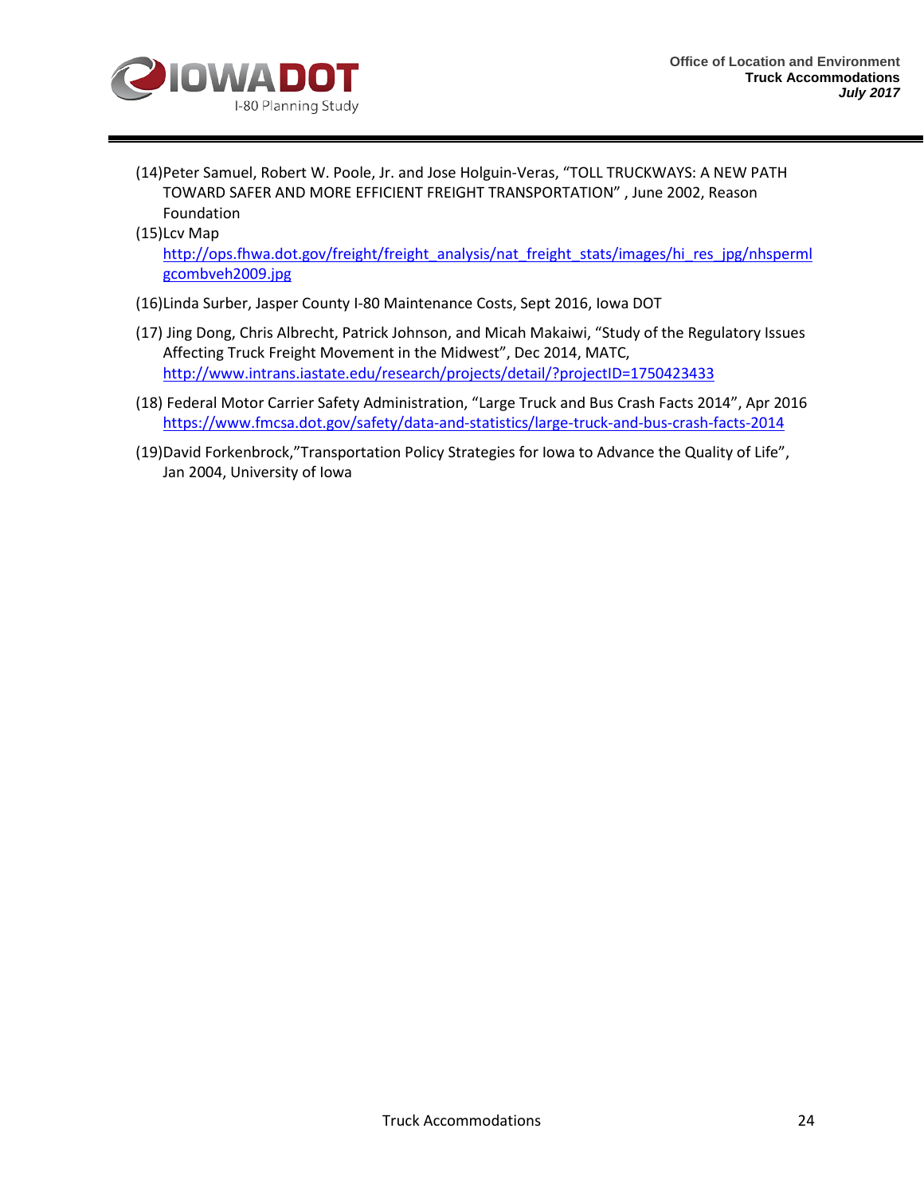(14)Peter Samuel, Robert W. Poole, Jr. and Jose Holguin-Veras, "TOLL TRUCKWAYS: A NEW PATH TOWARD SAFER AND MORE EFFICIENT FREIGHT TRANSPORTATION" , June 2002, Reason Foundation

(15)Lcv Map http://ops.fhwa.dot.gov/freight/freight_analysis/nat_freight_stats/images/hi_res_jpg/nhspermlgcombveh2009.jpg

(16)Linda Surber, Jasper County I-80 Maintenance Costs, Sept 2016, Iowa DOT

(17) Jing Dong, Chris Albrecht, Patrick Johnson, and Micah Makaiwi, "Study of the Regulatory Issues Affecting Truck Freight Movement in the Midwest", Dec 2014, MATC, http://www.intrans.iastate.edu/research/projects/detail/?projectID=1750423433

(18) Federal Motor Carrier Safety Administration, "Large Truck and Bus Crash Facts 2014", Apr 2016 https://www.fmcsa.dot.gov/safety/data-and-statistics/large-truck-and-bus-crash-facts-2014

(19)David Forkenbrock,"Transportation Policy Strategies for Iowa to Advance the Quality of Life", Jan 2004, University of Iowa